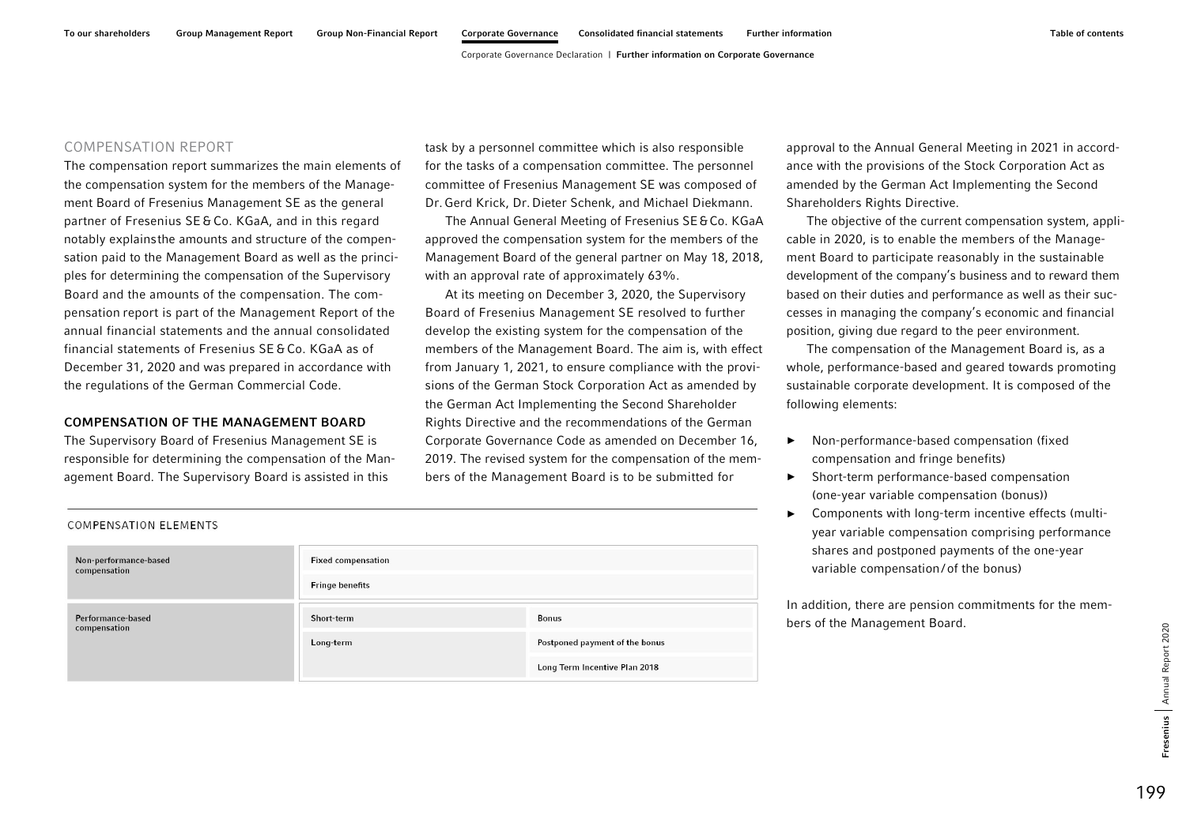## COMPENSATION REPORT

The compensation report summarizes the main elements of the compensation system for the members of the Management Board of Fresenius Management SE as the general partner of Fresenius SE & Co. KGaA, and in this regard notably explains the amounts and structure of the compensation paid to the Management Board as well as the principles for determining the compensation of the Supervisory Board and the amounts of the compensation. The compensation report is part of the Management Report of the annual financial statements and the annual consolidated financial statements of Fresenius SE & Co. KGaA as of December 31, 2020 and was prepared in accordance with the regulations of the German Commercial Code.

### COMPENSATION OF THE MANAGEMENT BOARD

The Supervisory Board of Fresenius Management SE is responsible for determining the compensation of the Management Board. The Supervisory Board is assisted in this task by a personnel committee which is also responsible for the tasks of a compensation committee. The personnel committee of Fresenius Management SE was composed of Dr. Gerd Krick, Dr. Dieter Schenk, and Michael Diekmann.

The Annual General Meeting of Fresenius SE & Co. KGaA approved the compensation system for the members of the Management Board of the general partner on May 18, 2018, with an approval rate of approximately 63%.

At its meeting on December 3, 2020, the Supervisory Board of Fresenius Management SE resolved to further develop the existing system for the compensation of the members of the Management Board. The aim is, with effect from January 1, 2021, to ensure compliance with the provisions of the German Stock Corporation Act as amended by the German Act Implementing the Second Shareholder Rights Directive and the recommendations of the German Corporate Governance Code as amended on December 16, 2019. The revised system for the compensation of the members of the Management Board is to be submitted for approval to the Annual General Meeting in 2021 in accordance with the provisions of the Stock Corporation Act as amended by the German Act Implementing the Second Shareholders Rights Directive.

The objective of the current compensation system, applicable in 2020, is to enable the members of the Management Board to participate reasonably in the sustainable development of the company's business and to reward them based on their duties and performance as well as their successes in managing the company's economic and financial position, giving due regard to the peer environment.

The compensation of the Management Board is, as a whole, performance-based and geared towards promoting sustainable corporate development. It is composed of the following elements:

- Non-performance-based compensation (fixed compensation and fringe benefits)
- Short-term performance-based compensation (one-year variable compensation (bonus))
- Components with long-term incentive effects (multi-year variable compensation comprising performance shares and postponed payments of the one-year variable compensation / of the bonus)

In addition, there are pension commitments for the members of the Management Board.

COMPENSATION ELEMENTS

| | | |
|---|---|---|
| Non-performance-based compensation | Fixed compensation | |
| | Fringe benefits | |
| Performance-based compensation | Short-term | Bonus |
| | Long-term | Postponed payment of the bonus |
| | | Long Term Incentive Plan 2018 |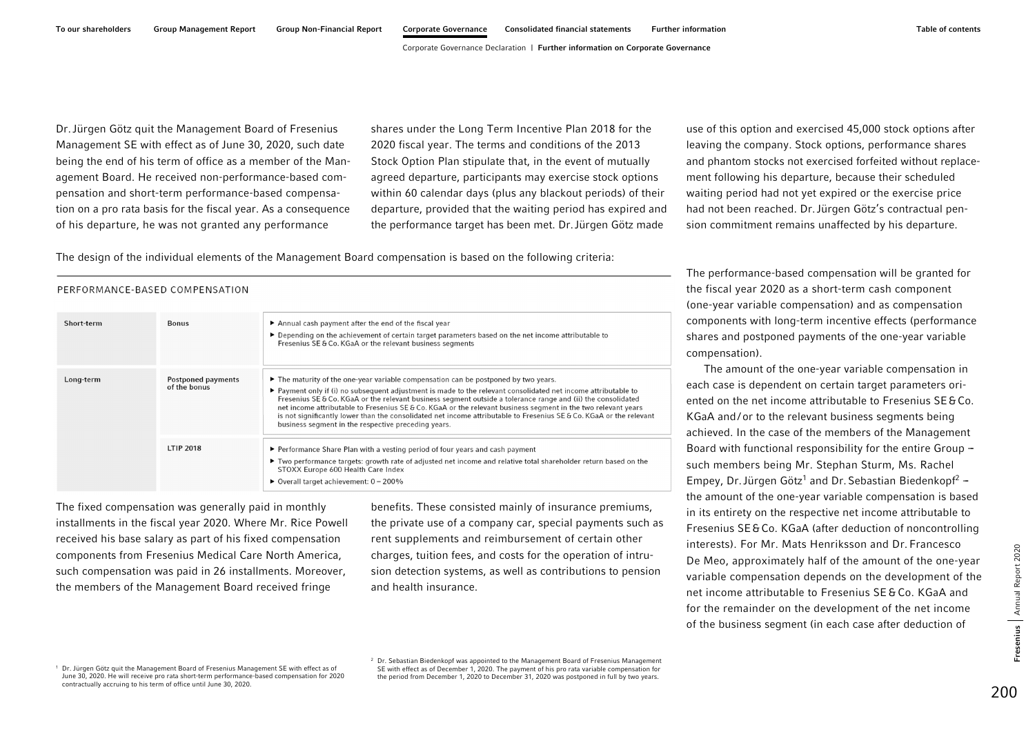Dr. Jürgen Götz quit the Management Board of Fresenius Management SE with effect as of June 30, 2020, such date being the end of his term of office as a member of the Management Board. He received non-performance-based compensation and short-term performance-based compensation on a pro rata basis for the fiscal year. As a consequence of his departure, he was not granted any performance shares under the Long Term Incentive Plan 2018 for the 2020 fiscal year. The terms and conditions of the 2013 Stock Option Plan stipulate that, in the event of mutually agreed departure, participants may exercise stock options within 60 calendar days (plus any blackout periods) of their departure, provided that the waiting period has expired and the performance target has been met. Dr. Jürgen Götz made use of this option and exercised 45,000 stock options after leaving the company. Stock options, performance shares and phantom stocks not exercised forfeited without replacement following his departure, because their scheduled waiting period had not yet expired or the exercise price had not been reached. Dr. Jürgen Götz's contractual pension commitment remains unaffected by his departure.

The design of the individual elements of the Management Board compensation is based on the following criteria:

**PERFORMANCE-BASED COMPENSATION**

| | | |
|---|---|---|
| Short-term | Bonus | ▶ Annual cash payment after the end of the fiscal year<br>▶ Depending on the achievement of certain target parameters based on the net income attributable to Fresenius SE & Co. KGaA or the relevant business segments |
| Long-term | Postponed payments of the bonus | ▶ The maturity of the one-year variable compensation can be postponed by two years.<br>▶ Payment only if (i) no subsequent adjustment is made to the relevant consolidated net income attributable to Fresenius SE & Co. KGaA or the relevant business segment outside a tolerance range and (ii) the consolidated net income attributable to Fresenius SE & Co. KGaA or the relevant business segment in the two relevant years is not significantly lower than the consolidated net income attributable to Fresenius SE & Co. KGaA or the relevant business segment in the respective preceding years. |
| | LTIP 2018 | ▶ Performance Share Plan with a vesting period of four years and cash payment<br>▶ Two performance targets: growth rate of adjusted net income and relative total shareholder return based on the STOXX Europe 600 Health Care Index<br>▶ Overall target achievement: 0 – 200% |

The fixed compensation was generally paid in monthly installments in the fiscal year 2020. Where Mr. Rice Powell received his base salary as part of his fixed compensation components from Fresenius Medical Care North America, such compensation was paid in 26 installments. Moreover, the members of the Management Board received fringe benefits. These consisted mainly of insurance premiums, the private use of a company car, special payments such as rent supplements and reimbursement of certain other charges, tuition fees, and costs for the operation of intrusion detection systems, as well as contributions to pension and health insurance.

The performance-based compensation will be granted for the fiscal year 2020 as a short-term cash component (one-year variable compensation) and as compensation components with long-term incentive effects (performance shares and postponed payments of the one-year variable compensation).

The amount of the one-year variable compensation in each case is dependent on certain target parameters oriented on the net income attributable to Fresenius SE & Co. KGaA and/or to the relevant business segments being achieved. In the case of the members of the Management Board with functional responsibility for the entire Group – such members being Mr. Stephan Sturm, Ms. Rachel Empey, Dr. Jürgen Götz[1] and Dr. Sebastian Biedenkopf[2] – the amount of the one-year variable compensation is based in its entirety on the respective net income attributable to Fresenius SE & Co. KGaA (after deduction of noncontrolling interests). For Mr. Mats Henriksson and Dr. Francesco De Meo, approximately half of the amount of the one-year variable compensation depends on the development of the net income attributable to Fresenius SE & Co. KGaA and for the remainder on the development of the net income of the business segment (in each case after deduction of

[1] Dr. Jürgen Götz quit the Management Board of Fresenius Management SE with effect as of June 30, 2020. He will receive pro rata short-term performance-based compensation for 2020 contractually accruing to his term of office until June 30, 2020.

[2] Dr. Sebastian Biedenkopf was appointed to the Management Board of Fresenius Management SE with effect as of December 1, 2020. The payment of his pro rata variable compensation for the period from December 1, 2020 to December 31, 2020 was postponed in full by two years.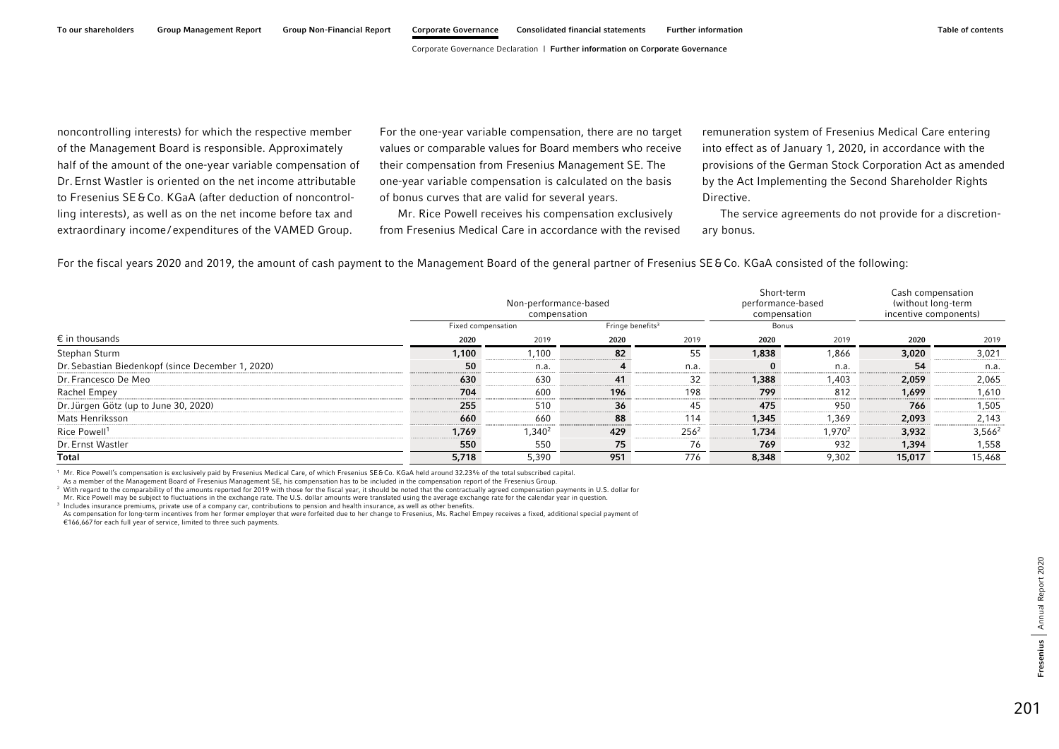noncontrolling interests) for which the respective member of the Management Board is responsible. Approximately half of the amount of the one-year variable compensation of Dr. Ernst Wastler is oriented on the net income attributable to Fresenius SE & Co. KGaA (after deduction of noncontrolling interests), as well as on the net income before tax and extraordinary income / expenditures of the VAMED Group.

For the one-year variable compensation, there are no target values or comparable values for Board members who receive their compensation from Fresenius Management SE. The one-year variable compensation is calculated on the basis of bonus curves that are valid for several years.

Mr. Rice Powell receives his compensation exclusively from Fresenius Medical Care in accordance with the revised remuneration system of Fresenius Medical Care entering into effect as of January 1, 2020, in accordance with the provisions of the German Stock Corporation Act as amended by the Act Implementing the Second Shareholder Rights Directive.

The service agreements do not provide for a discretionary bonus.

For the fiscal years 2020 and 2019, the amount of cash payment to the Management Board of the general partner of Fresenius SE & Co. KGaA consisted of the following:

| | Non-performance-based compensation | | | | Short-term performance-based compensation | | Cash compensation (without long-term incentive components) | |
|---|---|---|---|---|---|---|---|---|
| | Fixed compensation | | Fringe benefits[3] | | Bonus | | | |
| € in thousands | **2020** | 2019 | **2020** | 2019 | **2020** | 2019 | **2020** | 2019 |
| Stephan Sturm | **1,100** | 1,100 | **82** | 55 | **1,838** | 1,866 | **3,020** | 3,021 |
| Dr. Sebastian Biedenkopf (since December 1, 2020) | **50** | n.a. | **4** | n.a. | **0** | n.a. | **54** | n.a. |
| Dr. Francesco De Meo | **630** | 630 | **41** | 32 | **1,388** | 1,403 | **2,059** | 2,065 |
| Rachel Empey | **704** | 600 | **196** | 198 | **799** | 812 | **1,699** | 1,610 |
| Dr. Jürgen Götz (up to June 30, 2020) | **255** | 510 | **36** | 45 | **475** | 950 | **766** | 1,505 |
| Mats Henriksson | **660** | 660 | **88** | 114 | **1,345** | 1,369 | **2,093** | 2,143 |
| Rice Powell[1] | **1,769** | 1,340[2] | **429** | 256[2] | **1,734** | 1,970[2] | **3,932** | 3,566[2] |
| Dr. Ernst Wastler | **550** | 550 | **75** | 76 | **769** | 932 | **1,394** | 1,558 |
| **Total** | **5,718** | 5,390 | **951** | 776 | **8,348** | 9,302 | **15,017** | 15,468 |

[1] Mr. Rice Powell's compensation is exclusively paid by Fresenius Medical Care, of which Fresenius SE & Co. KGaA held around 32.23% of the total subscribed capital. As a member of the Management Board of Fresenius Management SE, his compensation has to be included in the compensation report of the Fresenius Group.

[2] With regard to the comparability of the amounts reported for 2019 with those for the fiscal year, it should be noted that the contractually agreed compensation payments in U.S. dollar for Mr. Rice Powell may be subject to fluctuations in the exchange rate. The U.S. dollar amounts were translated using the average exchange rate for the calendar year in question.

[3] Includes insurance premiums, private use of a company car, contributions to pension and health insurance, as well as other benefits. As compensation for long-term incentives from her former employer that were forfeited due to her change to Fresenius, Ms. Rachel Empey receives a fixed, additional special payment of €166,667 for each full year of service, limited to three such payments.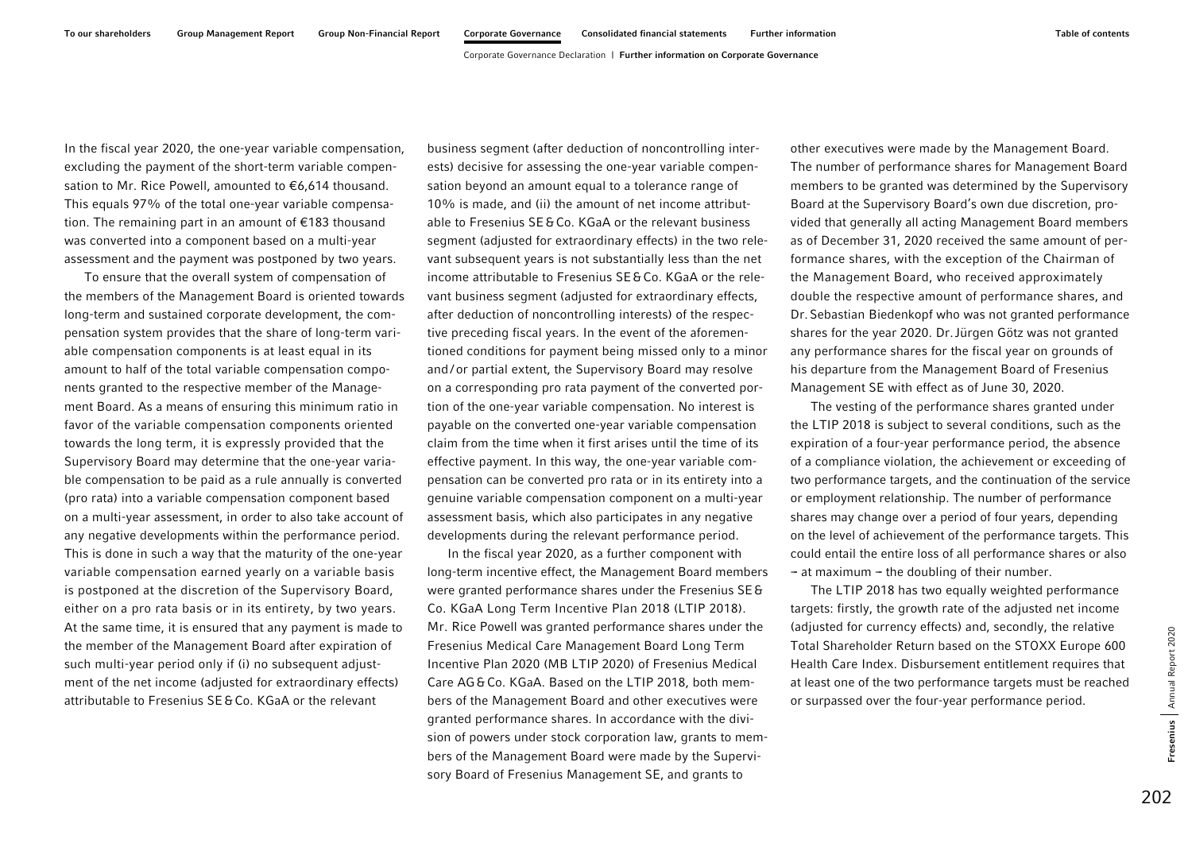In the fiscal year 2020, the one-year variable compensation, excluding the payment of the short-term variable compensation to Mr. Rice Powell, amounted to €6,614 thousand. This equals 97% of the total one-year variable compensation. The remaining part in an amount of €183 thousand was converted into a component based on a multi-year assessment and the payment was postponed by two years.

To ensure that the overall system of compensation of the members of the Management Board is oriented towards long-term and sustained corporate development, the compensation system provides that the share of long-term variable compensation components is at least equal in its amount to half of the total variable compensation components granted to the respective member of the Management Board. As a means of ensuring this minimum ratio in favor of the variable compensation components oriented towards the long term, it is expressly provided that the Supervisory Board may determine that the one-year variable compensation to be paid as a rule annually is converted (pro rata) into a variable compensation component based on a multi-year assessment, in order to also take account of any negative developments within the performance period. This is done in such a way that the maturity of the one-year variable compensation earned yearly on a variable basis is postponed at the discretion of the Supervisory Board, either on a pro rata basis or in its entirety, by two years. At the same time, it is ensured that any payment is made to the member of the Management Board after expiration of such multi-year period only if (i) no subsequent adjustment of the net income (adjusted for extraordinary effects) attributable to Fresenius SE & Co. KGaA or the relevant business segment (after deduction of noncontrolling interests) decisive for assessing the one-year variable compensation beyond an amount equal to a tolerance range of 10% is made, and (ii) the amount of net income attributable to Fresenius SE & Co. KGaA or the relevant business segment (adjusted for extraordinary effects) in the two relevant subsequent years is not substantially less than the net income attributable to Fresenius SE & Co. KGaA or the relevant business segment (adjusted for extraordinary effects, after deduction of noncontrolling interests) of the respective preceding fiscal years. In the event of the aforementioned conditions for payment being missed only to a minor and/or partial extent, the Supervisory Board may resolve on a corresponding pro rata payment of the converted portion of the one-year variable compensation. No interest is payable on the converted one-year variable compensation claim from the time when it first arises until the time of its effective payment. In this way, the one-year variable compensation can be converted pro rata or in its entirety into a genuine variable compensation component on a multi-year assessment basis, which also participates in any negative developments during the relevant performance period.

In the fiscal year 2020, as a further component with long-term incentive effect, the Management Board members were granted performance shares under the Fresenius SE & Co. KGaA Long Term Incentive Plan 2018 (LTIP 2018). Mr. Rice Powell was granted performance shares under the Fresenius Medical Care Management Board Long Term Incentive Plan 2020 (MB LTIP 2020) of Fresenius Medical Care AG & Co. KGaA. Based on the LTIP 2018, both members of the Management Board and other executives were granted performance shares. In accordance with the division of powers under stock corporation law, grants to members of the Management Board were made by the Supervisory Board of Fresenius Management SE, and grants to other executives were made by the Management Board. The number of performance shares for Management Board members to be granted was determined by the Supervisory Board at the Supervisory Board's own due discretion, provided that generally all acting Management Board members as of December 31, 2020 received the same amount of performance shares, with the exception of the Chairman of the Management Board, who received approximately double the respective amount of performance shares, and Dr. Sebastian Biedenkopf who was not granted performance shares for the year 2020. Dr. Jürgen Götz was not granted any performance shares for the fiscal year on grounds of his departure from the Management Board of Fresenius Management SE with effect as of June 30, 2020.

The vesting of the performance shares granted under the LTIP 2018 is subject to several conditions, such as the expiration of a four-year performance period, the absence of a compliance violation, the achievement or exceeding of two performance targets, and the continuation of the service or employment relationship. The number of performance shares may change over a period of four years, depending on the level of achievement of the performance targets. This could entail the entire loss of all performance shares or also – at maximum – the doubling of their number.

The LTIP 2018 has two equally weighted performance targets: firstly, the growth rate of the adjusted net income (adjusted for currency effects) and, secondly, the relative Total Shareholder Return based on the STOXX Europe 600 Health Care Index. Disbursement entitlement requires that at least one of the two performance targets must be reached or surpassed over the four-year performance period.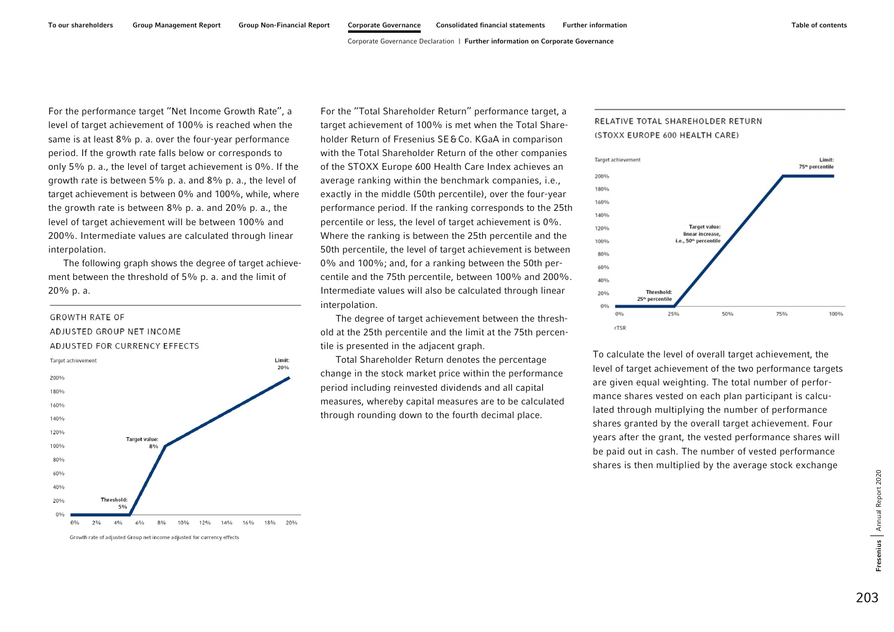For the performance target "Net Income Growth Rate", a level of target achievement of 100% is reached when the same is at least 8% p. a. over the four-year performance period. If the growth rate falls below or corresponds to only 5% p. a., the level of target achievement is 0%. If the growth rate is between 5% p. a. and 8% p. a., the level of target achievement is between 0% and 100%, while, where the growth rate is between 8% p. a. and 20% p. a., the level of target achievement will be between 100% and 200%. Intermediate values are calculated through linear interpolation.

The following graph shows the degree of target achievement between the threshold of 5% p. a. and the limit of 20% p. a.

GROWTH RATE OF ADJUSTED GROUP NET INCOME ADJUSTED FOR CURRENCY EFFECTS

Target achievement

Limit: 20%

Target value: 8%

Threshold: 5%

Growth rate of adjusted Group net income adjusted for currency effects

For the "Total Shareholder Return" performance target, a target achievement of 100% is met when the Total Shareholder Return of Fresenius SE & Co. KGaA in comparison with the Total Shareholder Return of the other companies of the STOXX Europe 600 Health Care Index achieves an average ranking within the benchmark companies, i.e., exactly in the middle (50th percentile), over the four-year performance period. If the ranking corresponds to the 25th percentile or less, the level of target achievement is 0%. Where the ranking is between the 25th percentile and the 50th percentile, the level of target achievement is between 0% and 100%; and, for a ranking between the 50th percentile and the 75th percentile, between 100% and 200%. Intermediate values will also be calculated through linear interpolation.

The degree of target achievement between the threshold at the 25th percentile and the limit at the 75th percentile is presented in the adjacent graph.

Total Shareholder Return denotes the percentage change in the stock market price within the performance period including reinvested dividends and all capital measures, whereby capital measures are to be calculated through rounding down to the fourth decimal place.

RELATIVE TOTAL SHAREHOLDER RETURN (STOXX EUROPE 600 HEALTH CARE)

Target achievement

Limit: 75th percentile

Target value: linear increase, i.e., 50th percentile

Threshold: 25th percentile

rTSR

To calculate the level of overall target achievement, the level of target achievement of the two performance targets are given equal weighting. The total number of performance shares vested on each plan participant is calculated through multiplying the number of performance shares granted by the overall target achievement. Four years after the grant, the vested performance shares will be paid out in cash. The number of vested performance shares is then multiplied by the average stock exchange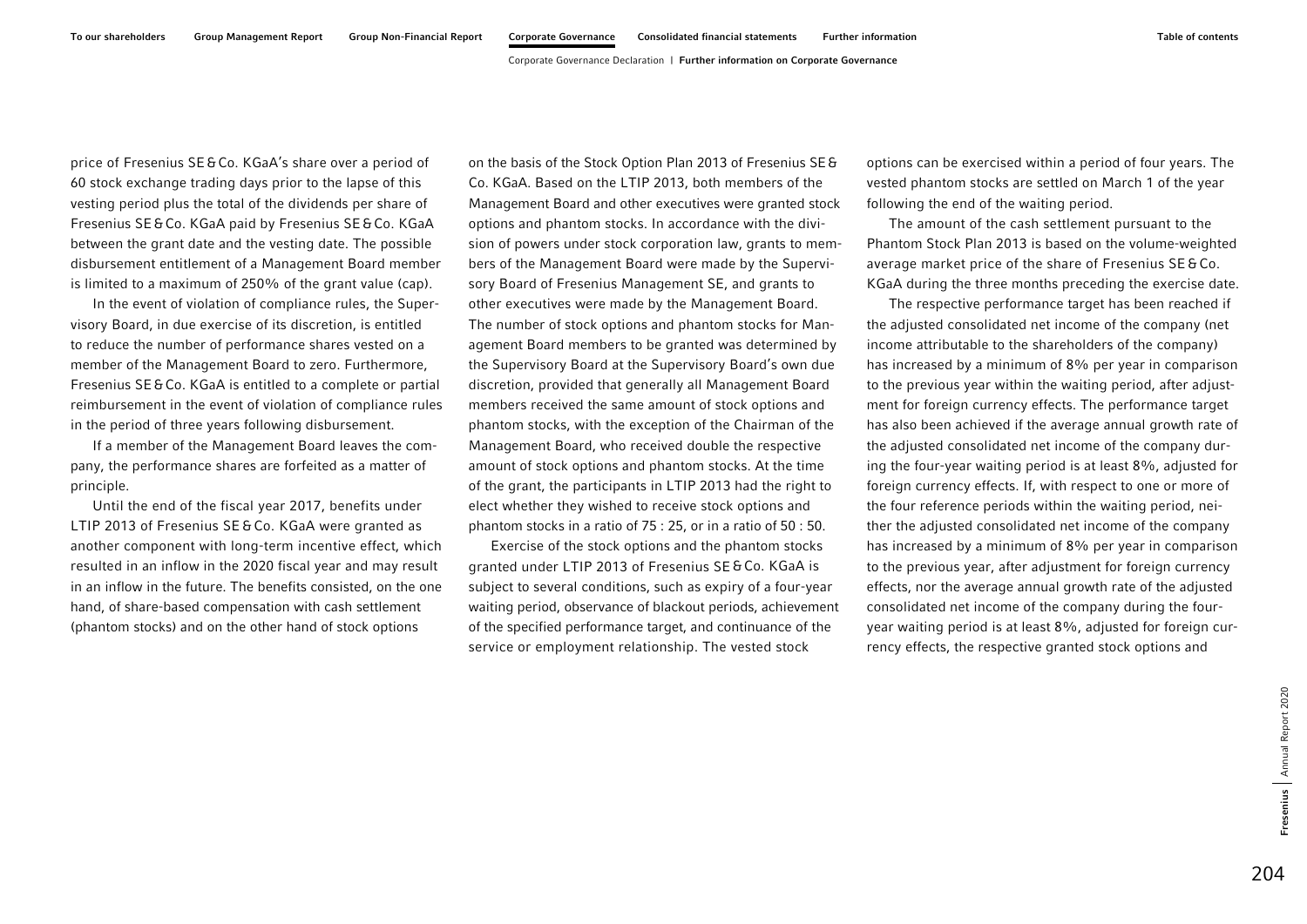price of Fresenius SE & Co. KGaA's share over a period of 60 stock exchange trading days prior to the lapse of this vesting period plus the total of the dividends per share of Fresenius SE & Co. KGaA paid by Fresenius SE & Co. KGaA between the grant date and the vesting date. The possible disbursement entitlement of a Management Board member is limited to a maximum of 250% of the grant value (cap).

In the event of violation of compliance rules, the Supervisory Board, in due exercise of its discretion, is entitled to reduce the number of performance shares vested on a member of the Management Board to zero. Furthermore, Fresenius SE & Co. KGaA is entitled to a complete or partial reimbursement in the event of violation of compliance rules in the period of three years following disbursement.

If a member of the Management Board leaves the company, the performance shares are forfeited as a matter of principle.

Until the end of the fiscal year 2017, benefits under LTIP 2013 of Fresenius SE & Co. KGaA were granted as another component with long-term incentive effect, which resulted in an inflow in the 2020 fiscal year and may result in an inflow in the future. The benefits consisted, on the one hand, of share-based compensation with cash settlement (phantom stocks) and on the other hand of stock options on the basis of the Stock Option Plan 2013 of Fresenius SE & Co. KGaA. Based on the LTIP 2013, both members of the Management Board and other executives were granted stock options and phantom stocks. In accordance with the division of powers under stock corporation law, grants to members of the Management Board were made by the Supervisory Board of Fresenius Management SE, and grants to other executives were made by the Management Board. The number of stock options and phantom stocks for Management Board members to be granted was determined by the Supervisory Board at the Supervisory Board's own due discretion, provided that generally all Management Board members received the same amount of stock options and phantom stocks, with the exception of the Chairman of the Management Board, who received double the respective amount of stock options and phantom stocks. At the time of the grant, the participants in LTIP 2013 had the right to elect whether they wished to receive stock options and phantom stocks in a ratio of 75 : 25, or in a ratio of 50 : 50.

Exercise of the stock options and the phantom stocks granted under LTIP 2013 of Fresenius SE & Co. KGaA is subject to several conditions, such as expiry of a four-year waiting period, observance of blackout periods, achievement of the specified performance target, and continuance of the service or employment relationship. The vested stock options can be exercised within a period of four years. The vested phantom stocks are settled on March 1 of the year following the end of the waiting period.

The amount of the cash settlement pursuant to the Phantom Stock Plan 2013 is based on the volume-weighted average market price of the share of Fresenius SE & Co. KGaA during the three months preceding the exercise date.

The respective performance target has been reached if the adjusted consolidated net income of the company (net income attributable to the shareholders of the company) has increased by a minimum of 8% per year in comparison to the previous year within the waiting period, after adjustment for foreign currency effects. The performance target has also been achieved if the average annual growth rate of the adjusted consolidated net income of the company during the four-year waiting period is at least 8%, adjusted for foreign currency effects. If, with respect to one or more of the four reference periods within the waiting period, neither the adjusted consolidated net income of the company has increased by a minimum of 8% per year in comparison to the previous year, after adjustment for foreign currency effects, nor the average annual growth rate of the adjusted consolidated net income of the company during the four-year waiting period is at least 8%, adjusted for foreign currency effects, the respective granted stock options and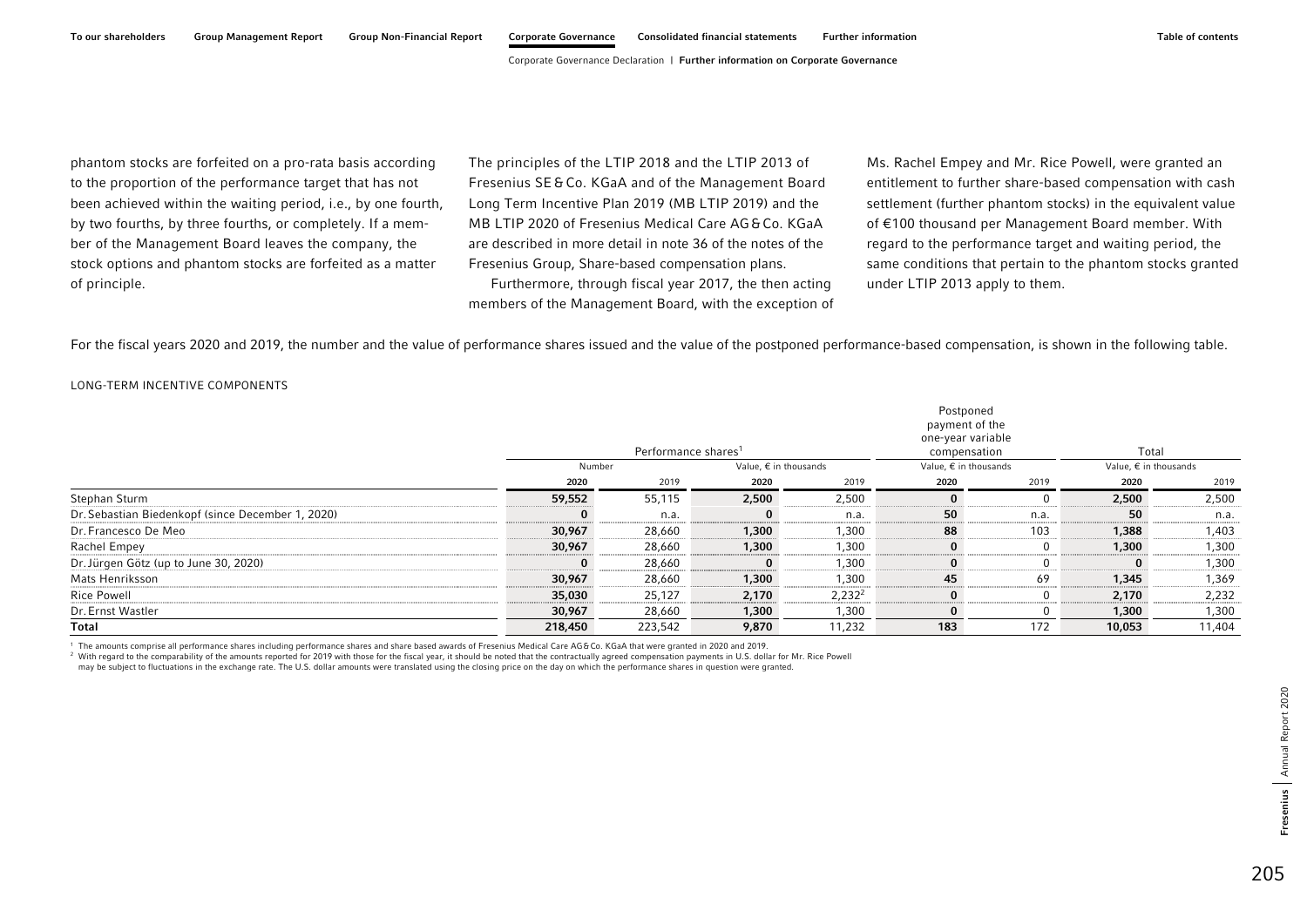phantom stocks are forfeited on a pro-rata basis according to the proportion of the performance target that has not been achieved within the waiting period, i.e., by one fourth, by two fourths, by three fourths, or completely. If a member of the Management Board leaves the company, the stock options and phantom stocks are forfeited as a matter of principle.

The principles of the LTIP 2018 and the LTIP 2013 of Fresenius SE & Co. KGaA and of the Management Board Long Term Incentive Plan 2019 (MB LTIP 2019) and the MB LTIP 2020 of Fresenius Medical Care AG & Co. KGaA are described in more detail in note 36 of the notes of the Fresenius Group, Share-based compensation plans.

Furthermore, through fiscal year 2017, the then acting members of the Management Board, with the exception of Ms. Rachel Empey and Mr. Rice Powell, were granted an entitlement to further share-based compensation with cash settlement (further phantom stocks) in the equivalent value of €100 thousand per Management Board member. With regard to the performance target and waiting period, the same conditions that pertain to the phantom stocks granted under LTIP 2013 apply to them.

For the fiscal years 2020 and 2019, the number and the value of performance shares issued and the value of the postponed performance-based compensation, is shown in the following table.

LONG-TERM INCENTIVE COMPONENTS

| | Performance shares[1] | | | | Postponed payment of the one-year variable compensation | | Total | |
|---|---|---|---|---|---|---|---|---|
| | Number | | Value, € in thousands | | Value, € in thousands | | Value, € in thousands | |
| | **2020** | 2019 | **2020** | 2019 | **2020** | 2019 | **2020** | 2019 |
| Stephan Sturm | **59,552** | 55,115 | **2,500** | 2,500 | **0** | 0 | **2,500** | 2,500 |
| Dr. Sebastian Biedenkopf (since December 1, 2020) | **0** | n.a. | **0** | n.a. | **50** | n.a. | **50** | n.a. |
| Dr. Francesco De Meo | **30,967** | 28,660 | **1,300** | 1,300 | **88** | 103 | **1,388** | 1,403 |
| Rachel Empey | **30,967** | 28,660 | **1,300** | 1,300 | **0** | 0 | **1,300** | 1,300 |
| Dr. Jürgen Götz (up to June 30, 2020) | **0** | 28,660 | **0** | 1,300 | **0** | 0 | **0** | 1,300 |
| Mats Henriksson | **30,967** | 28,660 | **1,300** | 1,300 | **45** | 69 | **1,345** | 1,369 |
| Rice Powell | **35,030** | 25,127 | **2,170** | 2,232[2] | **0** | 0 | **2,170** | 2,232 |
| Dr. Ernst Wastler | **30,967** | 28,660 | **1,300** | 1,300 | **0** | 0 | **1,300** | 1,300 |
| **Total** | **218,450** | 223,542 | **9,870** | 11,232 | **183** | 172 | **10,053** | 11,404 |

[1] The amounts comprise all performance shares including performance shares and share based awards of Fresenius Medical Care AG & Co. KGaA that were granted in 2020 and 2019.

[2] With regard to the comparability of the amounts reported for 2019 with those for the fiscal year, it should be noted that the contractually agreed compensation payments in U.S. dollar for Mr. Rice Powell may be subject to fluctuations in the exchange rate. The U.S. dollar amounts were translated using the closing price on the day on which the performance shares in question were granted.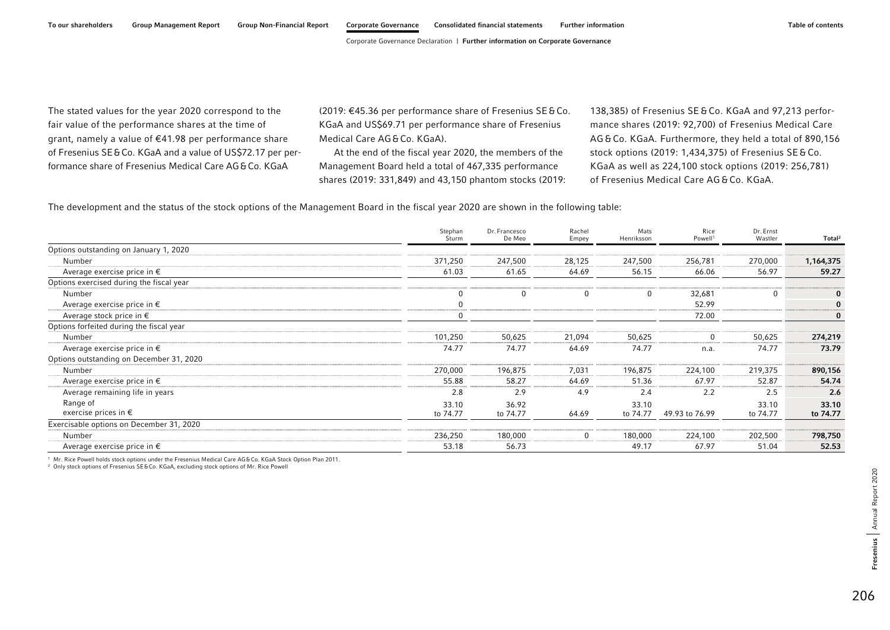The stated values for the year 2020 correspond to the fair value of the performance shares at the time of grant, namely a value of €41.98 per performance share of Fresenius SE & Co. KGaA and a value of US$72.17 per performance share of Fresenius Medical Care AG & Co. KGaA (2019: €45.36 per performance share of Fresenius SE & Co. KGaA and US$69.71 per performance share of Fresenius Medical Care AG & Co. KGaA).

At the end of the fiscal year 2020, the members of the Management Board held a total of 467,335 performance shares (2019: 331,849) and 43,150 phantom stocks (2019: 138,385) of Fresenius SE & Co. KGaA and 97,213 performance shares (2019: 92,700) of Fresenius Medical Care AG & Co. KGaA. Furthermore, they held a total of 890,156 stock options (2019: 1,434,375) of Fresenius SE & Co. KGaA as well as 224,100 stock options (2019: 256,781) of Fresenius Medical Care AG & Co. KGaA.

The development and the status of the stock options of the Management Board in the fiscal year 2020 are shown in the following table:

| | Stephan Sturm | Dr. Francesco De Meo | Rachel Empey | Mats Henriksson | Rice Powell[1] | Dr. Ernst Wastler | Total[2] |
|---|---|---|---|---|---|---|---|
| Options outstanding on January 1, 2020 | | | | | | | |
| Number | 371,250 | 247,500 | 28,125 | 247,500 | 256,781 | 270,000 | 1,164,375 |
| Average exercise price in € | 61.03 | 61.65 | 64.69 | 56.15 | 66.06 | 56.97 | 59.27 |
| Options exercised during the fiscal year | | | | | | | |
| Number | 0 | 0 | 0 | 0 | 32,681 | 0 | 0 |
| Average exercise price in € | 0 | | | | 52.99 | | 0 |
| Average stock price in € | 0 | | | | 72.00 | | 0 |
| Options forfeited during the fiscal year | | | | | | | |
| Number | 101,250 | 50,625 | 21,094 | 50,625 | 0 | 50,625 | 274,219 |
| Average exercise price in € | 74.77 | 74.77 | 64.69 | 74.77 | n.a. | 74.77 | 73.79 |
| Options outstanding on December 31, 2020 | | | | | | | |
| Number | 270,000 | 196,875 | 7,031 | 196,875 | 224,100 | 219,375 | 890,156 |
| Average exercise price in € | 55.88 | 58.27 | 64.69 | 51.36 | 67.97 | 52.87 | 54.74 |
| Average remaining life in years | 2.8 | 2.9 | 4.9 | 2.4 | 2.2 | 2.5 | 2.6 |
| Range of exercise prices in € | 33.10 to 74.77 | 36.92 to 74.77 | 64.69 | 33.10 to 74.77 | 49.93 to 76.99 | 33.10 to 74.77 | 33.10 to 74.77 |
| Exercisable options on December 31, 2020 | | | | | | | |
| Number | 236,250 | 180,000 | 0 | 180,000 | 224,100 | 202,500 | 798,750 |
| Average exercise price in € | 53.18 | 56.73 | | 49.17 | 67.97 | 51.04 | 52.53 |

[1] Mr. Rice Powell holds stock options under the Fresenius Medical Care AG & Co. KGaA Stock Option Plan 2011.
[2] Only stock options of Fresenius SE & Co. KGaA, excluding stock options of Mr. Rice Powell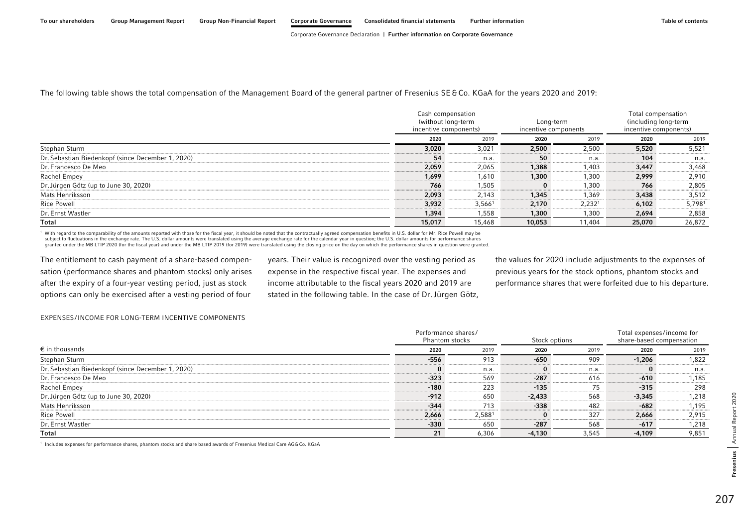The following table shows the total compensation of the Management Board of the general partner of Fresenius SE & Co. KGaA for the years 2020 and 2019:

| | Cash compensation (without long-term incentive components) | | Long-term incentive components | | Total compensation (including long-term incentive components) | |
|---|---|---|---|---|---|---|
| | 2020 | 2019 | 2020 | 2019 | 2020 | 2019 |
| Stephan Sturm | 3,020 | 3,021 | 2,500 | 2,500 | 5,520 | 5,521 |
| Dr. Sebastian Biedenkopf (since December 1, 2020) | 54 | n.a. | 50 | n.a. | 104 | n.a. |
| Dr. Francesco De Meo | 2,059 | 2,065 | 1,388 | 1,403 | 3,447 | 3,468 |
| Rachel Empey | 1,699 | 1,610 | 1,300 | 1,300 | 2,999 | 2,910 |
| Dr. Jürgen Götz (up to June 30, 2020) | 766 | 1,505 | 0 | 1,300 | 766 | 2,805 |
| Mats Henriksson | 2,093 | 2,143 | 1,345 | 1,369 | 3,438 | 3,512 |
| Rice Powell | 3,932 | 3,566[1] | 2,170 | 2,232[1] | 6,102 | 5,798[1] |
| Dr. Ernst Wastler | 1,394 | 1,558 | 1,300 | 1,300 | 2,694 | 2,858 |
| **Total** | **15,017** | 15,468 | **10,053** | 11,404 | **25,070** | 26,872 |

[1] With regard to the comparability of the amounts reported with those for the fiscal year, it should be noted that the contractually agreed compensation benefits in U.S. dollar for Mr. Rice Powell may be subject to fluctuations in the exchange rate. The U.S. dollar amounts were translated using the average exchange rate for the calendar year in question; the U.S. dollar amounts for performance shares granted under the MB LTIP 2020 (for the fiscal year) and under the MB LTIP 2019 (for 2019) were translated using the closing price on the day on which the performance shares in question were granted.

The entitlement to cash payment of a share-based compensation (performance shares and phantom stocks) only arises after the expiry of a four-year vesting period, just as stock options can only be exercised after a vesting period of four years. Their value is recognized over the vesting period as expense in the respective fiscal year. The expenses and income attributable to the fiscal years 2020 and 2019 are stated in the following table. In the case of Dr. Jürgen Götz, the values for 2020 include adjustments to the expenses of previous years for the stock options, phantom stocks and performance shares that were forfeited due to his departure.

EXPENSES/INCOME FOR LONG-TERM INCENTIVE COMPONENTS

| | Performance shares/ Phantom stocks | | Stock options | | Total expenses/income for share-based compensation | |
|---|---|---|---|---|---|---|
| € in thousands | 2020 | 2019 | 2020 | 2019 | 2020 | 2019 |
| Stephan Sturm | -556 | 913 | -650 | 909 | -1,206 | 1,822 |
| Dr. Sebastian Biedenkopf (since December 1, 2020) | 0 | n.a. | 0 | n.a. | 0 | n.a. |
| Dr. Francesco De Meo | -323 | 569 | -287 | 616 | -610 | 1,185 |
| Rachel Empey | -180 | 223 | -135 | 75 | -315 | 298 |
| Dr. Jürgen Götz (up to June 30, 2020) | -912 | 650 | -2,433 | 568 | -3,345 | 1,218 |
| Mats Henriksson | -344 | 713 | -338 | 482 | -682 | 1,195 |
| Rice Powell | 2,666 | 2,588[1] | 0 | 327 | 2,666 | 2,915 |
| Dr. Ernst Wastler | -330 | 650 | -287 | 568 | -617 | 1,218 |
| **Total** | **21** | 6,306 | **-4,130** | 3,545 | **-4,109** | 9,851 |

[1] Includes expenses for performance shares, phantom stocks and share based awards of Fresenius Medical Care AG & Co. KGaA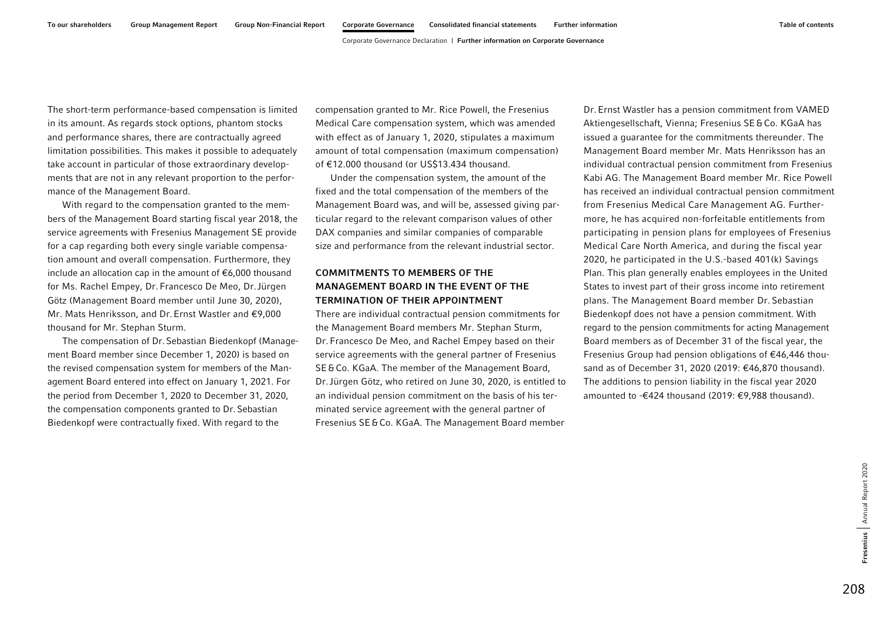The short-term performance-based compensation is limited in its amount. As regards stock options, phantom stocks and performance shares, there are contractually agreed limitation possibilities. This makes it possible to adequately take account in particular of those extraordinary developments that are not in any relevant proportion to the performance of the Management Board.

With regard to the compensation granted to the members of the Management Board starting fiscal year 2018, the service agreements with Fresenius Management SE provide for a cap regarding both every single variable compensation amount and overall compensation. Furthermore, they include an allocation cap in the amount of €6,000 thousand for Ms. Rachel Empey, Dr. Francesco De Meo, Dr. Jürgen Götz (Management Board member until June 30, 2020), Mr. Mats Henriksson, and Dr. Ernst Wastler and €9,000 thousand for Mr. Stephan Sturm.

The compensation of Dr. Sebastian Biedenkopf (Management Board member since December 1, 2020) is based on the revised compensation system for members of the Management Board entered into effect on January 1, 2021. For the period from December 1, 2020 to December 31, 2020, the compensation components granted to Dr. Sebastian Biedenkopf were contractually fixed. With regard to the compensation granted to Mr. Rice Powell, the Fresenius Medical Care compensation system, which was amended with effect as of January 1, 2020, stipulates a maximum amount of total compensation (maximum compensation) of €12.000 thousand (or US$13.434 thousand.

Under the compensation system, the amount of the fixed and the total compensation of the members of the Management Board was, and will be, assessed giving particular regard to the relevant comparison values of other DAX companies and similar companies of comparable size and performance from the relevant industrial sector.

### COMMITMENTS TO MEMBERS OF THE MANAGEMENT BOARD IN THE EVENT OF THE TERMINATION OF THEIR APPOINTMENT

There are individual contractual pension commitments for the Management Board members Mr. Stephan Sturm, Dr. Francesco De Meo, and Rachel Empey based on their service agreements with the general partner of Fresenius SE & Co. KGaA. The member of the Management Board, Dr. Jürgen Götz, who retired on June 30, 2020, is entitled to an individual pension commitment on the basis of his terminated service agreement with the general partner of Fresenius SE & Co. KGaA. The Management Board member Dr. Ernst Wastler has a pension commitment from VAMED Aktiengesellschaft, Vienna; Fresenius SE & Co. KGaA has issued a guarantee for the commitments thereunder. The Management Board member Mr. Mats Henriksson has an individual contractual pension commitment from Fresenius Kabi AG. The Management Board member Mr. Rice Powell has received an individual contractual pension commitment from Fresenius Medical Care Management AG. Furthermore, he has acquired non-forfeitable entitlements from participating in pension plans for employees of Fresenius Medical Care North America, and during the fiscal year 2020, he participated in the U.S.-based 401(k) Savings Plan. This plan generally enables employees in the United States to invest part of their gross income into retirement plans. The Management Board member Dr. Sebastian Biedenkopf does not have a pension commitment. With regard to the pension commitments for acting Management Board members as of December 31 of the fiscal year, the Fresenius Group had pension obligations of €46,446 thousand as of December 31, 2020 (2019: €46,870 thousand). The additions to pension liability in the fiscal year 2020 amounted to -€424 thousand (2019: €9,988 thousand).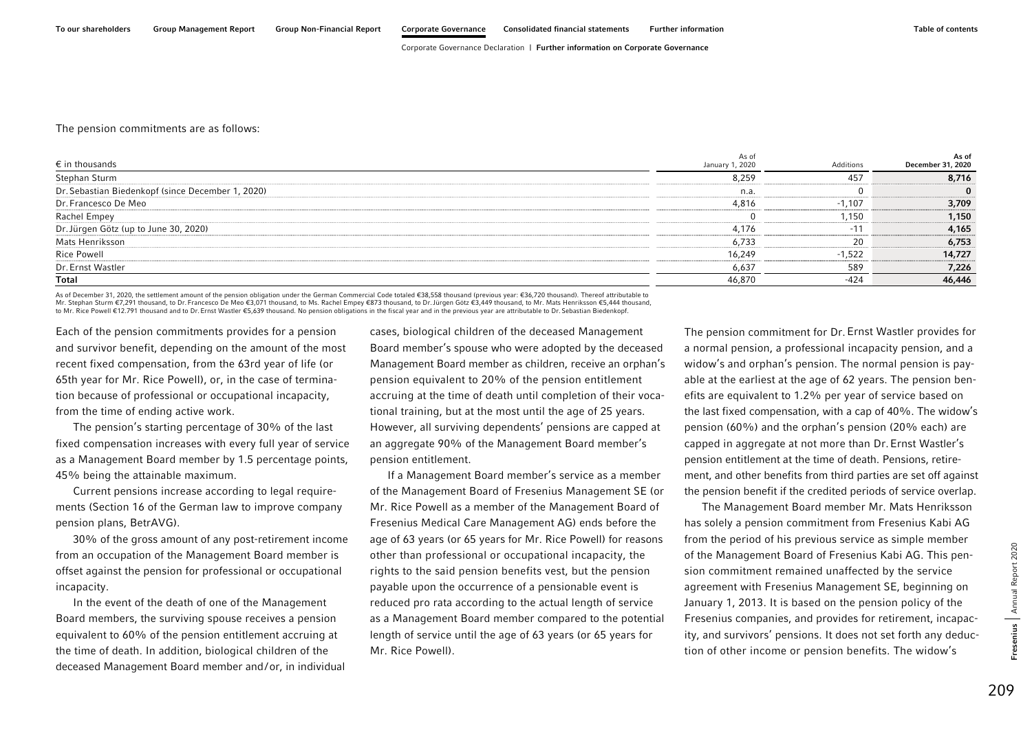The pension commitments are as follows:

| € in thousands | As of January 1, 2020 | Additions | As of December 31, 2020 |
|---|---|---|---|
| Stephan Sturm | 8,259 | 457 | **8,716** |
| Dr. Sebastian Biedenkopf (since December 1, 2020) | n.a. | 0 | **0** |
| Dr. Francesco De Meo | 4,816 | -1,107 | **3,709** |
| Rachel Empey | 0 | 1,150 | **1,150** |
| Dr. Jürgen Götz (up to June 30, 2020) | 4,176 | -11 | **4,165** |
| Mats Henriksson | 6,733 | 20 | **6,753** |
| Rice Powell | 16,249 | -1,522 | **14,727** |
| Dr. Ernst Wastler | 6,637 | 589 | **7,226** |
| **Total** | 46,870 | -424 | **46,446** |

As of December 31, 2020, the settlement amount of the pension obligation under the German Commercial Code totaled €38,558 thousand (previous year: €36,720 thousand). Thereof attributable to Mr. Stephan Sturm €7,291 thousand, to Dr. Francesco De Meo €3,071 thousand, to Ms. Rachel Empey €873 thousand, to Dr. Jürgen Götz €3,449 thousand, to Mr. Mats Henriksson €5,444 thousand, to Mr. Rice Powell €12.791 thousand and to Dr. Ernst Wastler €5,639 thousand. No pension obligations in the fiscal year and in the previous year are attributable to Dr. Sebastian Biedenkopf.

Each of the pension commitments provides for a pension and survivor benefit, depending on the amount of the most recent fixed compensation, from the 63rd year of life (or 65th year for Mr. Rice Powell), or, in the case of termination because of professional or occupational incapacity, from the time of ending active work.

The pension's starting percentage of 30% of the last fixed compensation increases with every full year of service as a Management Board member by 1.5 percentage points, 45% being the attainable maximum.

Current pensions increase according to legal requirements (Section 16 of the German law to improve company pension plans, BetrAVG).

30% of the gross amount of any post-retirement income from an occupation of the Management Board member is offset against the pension for professional or occupational incapacity.

In the event of the death of one of the Management Board members, the surviving spouse receives a pension equivalent to 60% of the pension entitlement accruing at the time of death. In addition, biological children of the deceased Management Board member and/or, in individual cases, biological children of the deceased Management Board member's spouse who were adopted by the deceased Management Board member as children, receive an orphan's pension equivalent to 20% of the pension entitlement accruing at the time of death until completion of their vocational training, but at the most until the age of 25 years. However, all surviving dependents' pensions are capped at an aggregate 90% of the Management Board member's pension entitlement.

If a Management Board member's service as a member of the Management Board of Fresenius Management SE (or Mr. Rice Powell as a member of the Management Board of Fresenius Medical Care Management AG) ends before the age of 63 years (or 65 years for Mr. Rice Powell) for reasons other than professional or occupational incapacity, the rights to the said pension benefits vest, but the pension payable upon the occurrence of a pensionable event is reduced pro rata according to the actual length of service as a Management Board member compared to the potential length of service until the age of 63 years (or 65 years for Mr. Rice Powell).

The pension commitment for Dr. Ernst Wastler provides for a normal pension, a professional incapacity pension, and a widow's and orphan's pension. The normal pension is payable at the earliest at the age of 62 years. The pension benefits are equivalent to 1.2% per year of service based on the last fixed compensation, with a cap of 40%. The widow's pension (60%) and the orphan's pension (20% each) are capped in aggregate at not more than Dr. Ernst Wastler's pension entitlement at the time of death. Pensions, retirement, and other benefits from third parties are set off against the pension benefit if the credited periods of service overlap.

The Management Board member Mr. Mats Henriksson has solely a pension commitment from Fresenius Kabi AG from the period of his previous service as simple member of the Management Board of Fresenius Kabi AG. This pension commitment remained unaffected by the service agreement with Fresenius Management SE, beginning on January 1, 2013. It is based on the pension policy of the Fresenius companies, and provides for retirement, incapacity, and survivors' pensions. It does not set forth any deduction of other income or pension benefits. The widow's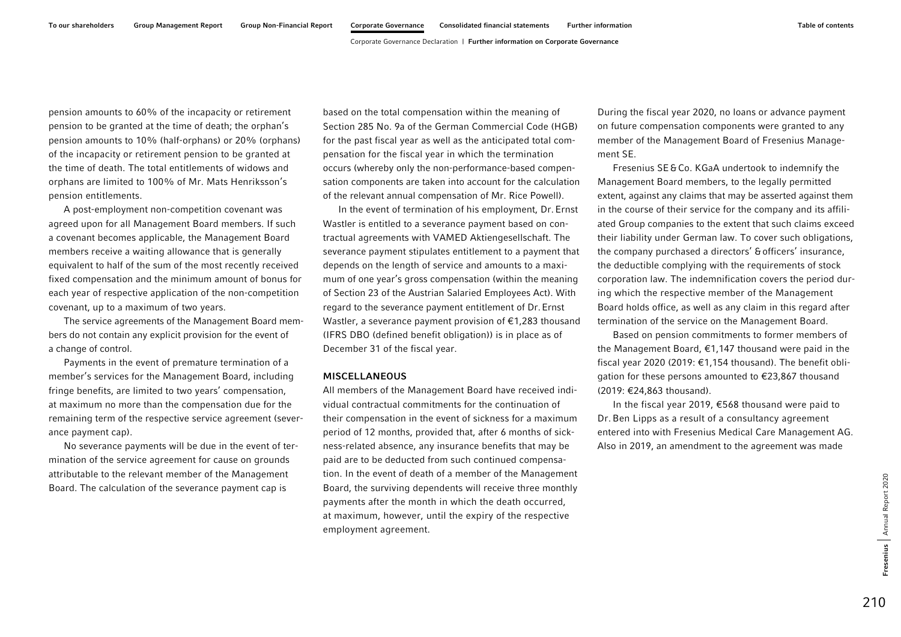pension amounts to 60% of the incapacity or retirement pension to be granted at the time of death; the orphan's pension amounts to 10% (half-orphans) or 20% (orphans) of the incapacity or retirement pension to be granted at the time of death. The total entitlements of widows and orphans are limited to 100% of Mr. Mats Henriksson's pension entitlements.

A post-employment non-competition covenant was agreed upon for all Management Board members. If such a covenant becomes applicable, the Management Board members receive a waiting allowance that is generally equivalent to half of the sum of the most recently received fixed compensation and the minimum amount of bonus for each year of respective application of the non-competition covenant, up to a maximum of two years.

The service agreements of the Management Board members do not contain any explicit provision for the event of a change of control.

Payments in the event of premature termination of a member's services for the Management Board, including fringe benefits, are limited to two years' compensation, at maximum no more than the compensation due for the remaining term of the respective service agreement (severance payment cap).

No severance payments will be due in the event of termination of the service agreement for cause on grounds attributable to the relevant member of the Management Board. The calculation of the severance payment cap is based on the total compensation within the meaning of Section 285 No. 9a of the German Commercial Code (HGB) for the past fiscal year as well as the anticipated total compensation for the fiscal year in which the termination occurs (whereby only the non-performance-based compensation components are taken into account for the calculation of the relevant annual compensation of Mr. Rice Powell).

In the event of termination of his employment, Dr. Ernst Wastler is entitled to a severance payment based on contractual agreements with VAMED Aktiengesellschaft. The severance payment stipulates entitlement to a payment that depends on the length of service and amounts to a maximum of one year's gross compensation (within the meaning of Section 23 of the Austrian Salaried Employees Act). With regard to the severance payment entitlement of Dr. Ernst Wastler, a severance payment provision of €1,283 thousand (IFRS DBO (defined benefit obligation)) is in place as of December 31 of the fiscal year.

#### MISCELLANEOUS

All members of the Management Board have received individual contractual commitments for the continuation of their compensation in the event of sickness for a maximum period of 12 months, provided that, after 6 months of sickness-related absence, any insurance benefits that may be paid are to be deducted from such continued compensation. In the event of death of a member of the Management Board, the surviving dependents will receive three monthly payments after the month in which the death occurred, at maximum, however, until the expiry of the respective employment agreement.

During the fiscal year 2020, no loans or advance payment on future compensation components were granted to any member of the Management Board of Fresenius Management SE.

Fresenius SE & Co. KGaA undertook to indemnify the Management Board members, to the legally permitted extent, against any claims that may be asserted against them in the course of their service for the company and its affiliated Group companies to the extent that such claims exceed their liability under German law. To cover such obligations, the company purchased a directors' & officers' insurance, the deductible complying with the requirements of stock corporation law. The indemnification covers the period during which the respective member of the Management Board holds office, as well as any claim in this regard after termination of the service on the Management Board.

Based on pension commitments to former members of the Management Board, €1,147 thousand were paid in the fiscal year 2020 (2019: €1,154 thousand). The benefit obligation for these persons amounted to €23,867 thousand (2019: €24,863 thousand).

In the fiscal year 2019, €568 thousand were paid to Dr. Ben Lipps as a result of a consultancy agreement entered into with Fresenius Medical Care Management AG. Also in 2019, an amendment to the agreement was made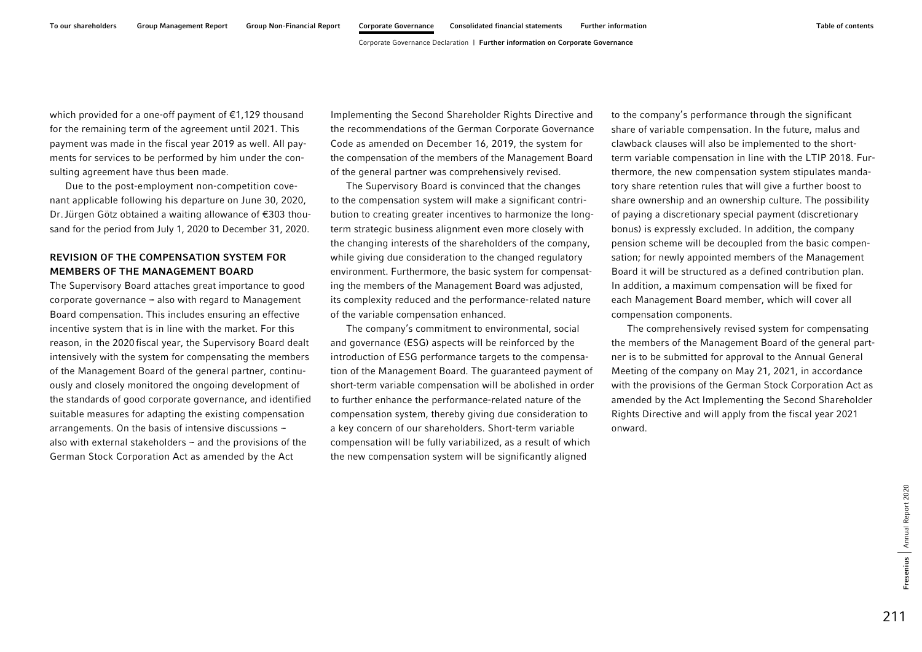which provided for a one-off payment of €1,129 thousand for the remaining term of the agreement until 2021. This payment was made in the fiscal year 2019 as well. All payments for services to be performed by him under the consulting agreement have thus been made.

Due to the post-employment non-competition covenant applicable following his departure on June 30, 2020, Dr. Jürgen Götz obtained a waiting allowance of €303 thousand for the period from July 1, 2020 to December 31, 2020.

## REVISION OF THE COMPENSATION SYSTEM FOR MEMBERS OF THE MANAGEMENT BOARD

The Supervisory Board attaches great importance to good corporate governance – also with regard to Management Board compensation. This includes ensuring an effective incentive system that is in line with the market. For this reason, in the 2020 fiscal year, the Supervisory Board dealt intensively with the system for compensating the members of the Management Board of the general partner, continuously and closely monitored the ongoing development of the standards of good corporate governance, and identified suitable measures for adapting the existing compensation arrangements. On the basis of intensive discussions – also with external stakeholders – and the provisions of the German Stock Corporation Act as amended by the Act Implementing the Second Shareholder Rights Directive and the recommendations of the German Corporate Governance Code as amended on December 16, 2019, the system for the compensation of the members of the Management Board of the general partner was comprehensively revised.

The Supervisory Board is convinced that the changes to the compensation system will make a significant contribution to creating greater incentives to harmonize the long-term strategic business alignment even more closely with the changing interests of the shareholders of the company, while giving due consideration to the changed regulatory environment. Furthermore, the basic system for compensating the members of the Management Board was adjusted, its complexity reduced and the performance-related nature of the variable compensation enhanced.

The company's commitment to environmental, social and governance (ESG) aspects will be reinforced by the introduction of ESG performance targets to the compensation of the Management Board. The guaranteed payment of short-term variable compensation will be abolished in order to further enhance the performance-related nature of the compensation system, thereby giving due consideration to a key concern of our shareholders. Short-term variable compensation will be fully variabilized, as a result of which the new compensation system will be significantly aligned to the company's performance through the significant share of variable compensation. In the future, malus and clawback clauses will also be implemented to the short-term variable compensation in line with the LTIP 2018. Furthermore, the new compensation system stipulates mandatory share retention rules that will give a further boost to share ownership and an ownership culture. The possibility of paying a discretionary special payment (discretionary bonus) is expressly excluded. In addition, the company pension scheme will be decoupled from the basic compensation; for newly appointed members of the Management Board it will be structured as a defined contribution plan. In addition, a maximum compensation will be fixed for each Management Board member, which will cover all compensation components.

The comprehensively revised system for compensating the members of the Management Board of the general partner is to be submitted for approval to the Annual General Meeting of the company on May 21, 2021, in accordance with the provisions of the German Stock Corporation Act as amended by the Act Implementing the Second Shareholder Rights Directive and will apply from the fiscal year 2021 onward.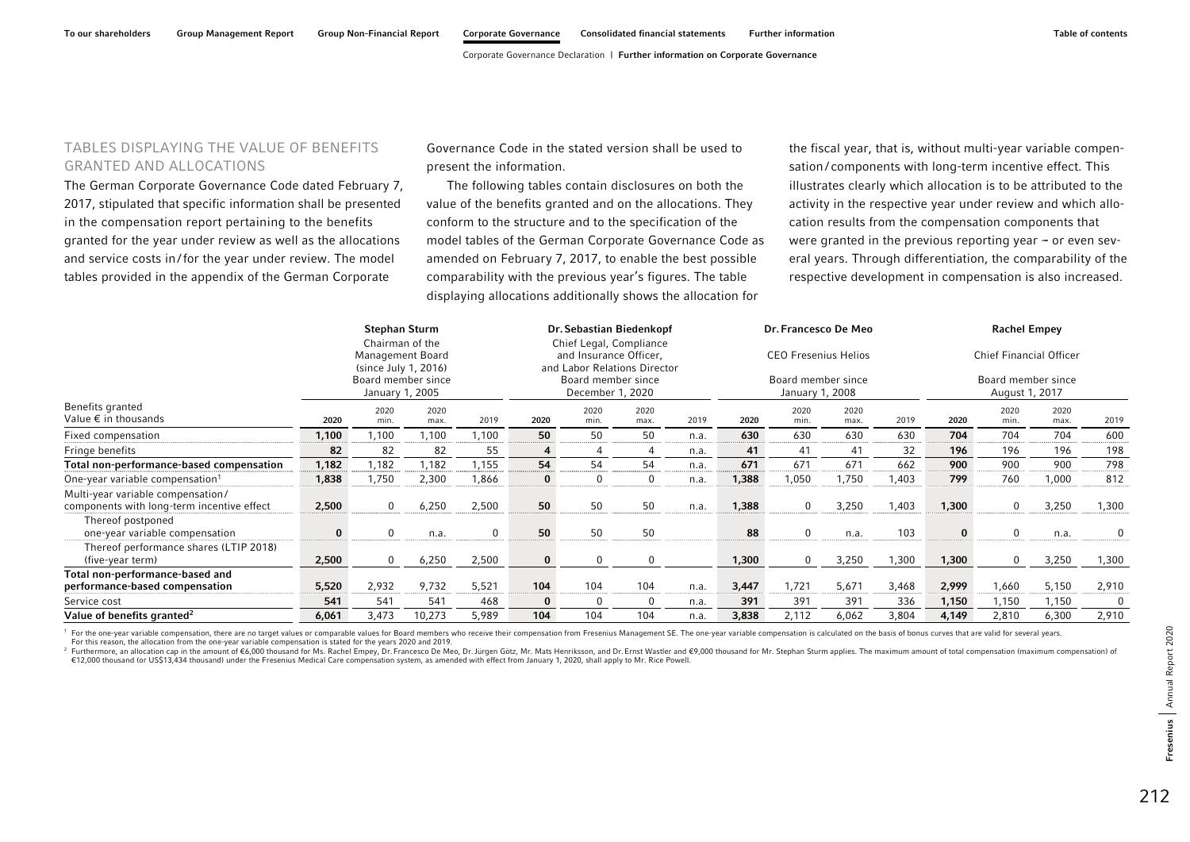## TABLES DISPLAYING THE VALUE OF BENEFITS GRANTED AND ALLOCATIONS

The German Corporate Governance Code dated February 7, 2017, stipulated that specific information shall be presented in the compensation report pertaining to the benefits granted for the year under review as well as the allocations and service costs in/for the year under review. The model tables provided in the appendix of the German Corporate Governance Code in the stated version shall be used to present the information.

The following tables contain disclosures on both the value of the benefits granted and on the allocations. They conform to the structure and to the specification of the model tables of the German Corporate Governance Code as amended on February 7, 2017, to enable the best possible comparability with the previous year's figures. The table displaying allocations additionally shows the allocation for the fiscal year, that is, without multi-year variable compensation/components with long-term incentive effect. This illustrates clearly which allocation is to be attributed to the activity in the respective year under review and which allocation results from the compensation components that were granted in the previous reporting year – or even several years. Through differentiation, the comparability of the respective development in compensation is also increased.

| | **Stephan Sturm**<br>Chairman of the Management Board (since July 1, 2016)<br>Board member since January 1, 2005 | | | | **Dr. Sebastian Biedenkopf**<br>Chief Legal, Compliance and Insurance Officer, and Labor Relations Director<br>Board member since December 1, 2020 | | | | **Dr. Francesco De Meo**<br>CEO Fresenius Helios<br>Board member since January 1, 2008 | | | | **Rachel Empey**<br>Chief Financial Officer<br>Board member since August 1, 2017 | | | |
|---|---|---|---|---|---|---|---|---|---|---|---|---|---|---|---|---|
| Benefits granted<br>Value € in thousands | 2020 | 2020 min. | 2020 max. | 2019 | 2020 | 2020 min. | 2020 max. | 2019 | 2020 | 2020 min. | 2020 max. | 2019 | 2020 | 2020 min. | 2020 max. | 2019 |
| Fixed compensation | **1,100** | 1,100 | 1,100 | 1,100 | **50** | 50 | 50 | n.a. | **630** | 630 | 630 | 630 | **704** | 704 | 704 | 600 |
| Fringe benefits | **82** | 82 | 82 | 55 | **4** | 4 | 4 | n.a. | **41** | 41 | 41 | 32 | **196** | 196 | 196 | 198 |
| **Total non-performance-based compensation** | **1,182** | 1,182 | 1,182 | 1,155 | **54** | 54 | 54 | n.a. | **671** | 671 | 671 | 662 | **900** | 900 | 900 | 798 |
| One-year variable compensation[1] | **1,838** | 1,750 | 2,300 | 1,866 | **0** | 0 | 0 | n.a. | **1,388** | 1,050 | 1,750 | 1,403 | **799** | 760 | 1,000 | 812 |
| Multi-year variable compensation/ components with long-term incentive effect | **2,500** | 0 | 6,250 | 2,500 | **50** | 50 | 50 | n.a. | **1,388** | 0 | 3,250 | 1,403 | **1,300** | 0 | 3,250 | 1,300 |
| Thereof postponed one-year variable compensation | **0** | 0 | n.a. | 0 | **50** | 50 | 50 | | **88** | 0 | n.a. | 103 | **0** | 0 | n.a. | 0 |
| Thereof performance shares (LTIP 2018) (five-year term) | **2,500** | 0 | 6,250 | 2,500 | **0** | 0 | 0 | | **1,300** | 0 | 3,250 | 1,300 | **1,300** | 0 | 3,250 | 1,300 |
| **Total non-performance-based and performance-based compensation** | **5,520** | 2,932 | 9,732 | 5,521 | **104** | 104 | 104 | n.a. | **3,447** | 1,721 | 5,671 | 3,468 | **2,999** | 1,660 | 5,150 | 2,910 |
| Service cost | **541** | 541 | 541 | 468 | **0** | 0 | 0 | n.a. | **391** | 391 | 391 | 336 | **1,150** | 1,150 | 1,150 | 0 |
| **Value of benefits granted[2]** | **6,061** | 3,473 | 10,273 | 5,989 | **104** | 104 | 104 | n.a. | **3,838** | 2,112 | 6,062 | 3,804 | **4,149** | 2,810 | 6,300 | 2,910 |

[1] For the one-year variable compensation, there are no target values or comparable values for Board members who receive their compensation from Fresenius Management SE. The one-year variable compensation is calculated on the basis of bonus curves that are valid for several years. For this reason, the allocation from the one-year variable compensation is stated for the years 2020 and 2019.

[2] Furthermore, an allocation cap in the amount of €6,000 thousand for Ms. Rachel Empey, Dr. Francesco De Meo, Dr. Jürgen Götz, Mr. Mats Henriksson, and Dr. Ernst Wastler and €9,000 thousand for Mr. Stephan Sturm applies. The maximum amount of total compensation (maximum compensation) of €12,000 thousand (or US$13,434 thousand) under the Fresenius Medical Care compensation system, as amended with effect from January 1, 2020, shall apply to Mr. Rice Powell.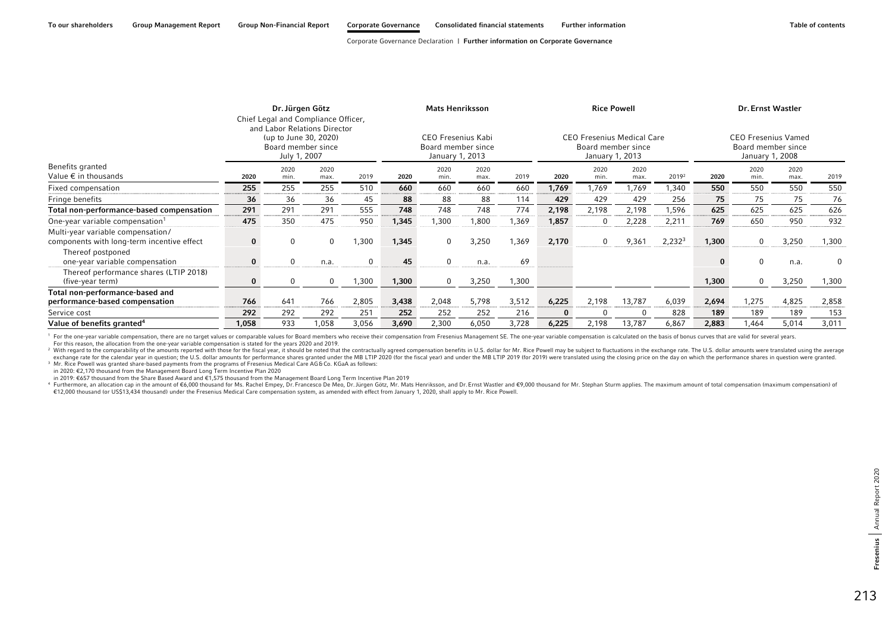| Benefits granted<br>Value € in thousands | Dr. Jürgen Götz<br>Chief Legal and Compliance Officer, and Labor Relations Director (up to June 30, 2020)<br>Board member since July 1, 2007 | | | | Mats Henriksson<br>CEO Fresenius Kabi<br>Board member since January 1, 2013 | | | | Rice Powell<br>CEO Fresenius Medical Care<br>Board member since January 1, 2013 | | | | Dr. Ernst Wastler<br>CEO Fresenius Vamed<br>Board member since January 1, 2008 | | | |
|---|---|---|---|---|---|---|---|---|---|---|---|---|---|---|---|---|
| | **2020** | 2020 min. | 2020 max. | 2019 | **2020** | 2020 min. | 2020 max. | 2019 | **2020** | 2020 min. | 2020 max. | 2019[2] | **2020** | 2020 min. | 2020 max. | 2019 |
| Fixed compensation | **255** | 255 | 255 | 510 | **660** | 660 | 660 | 660 | **1,769** | 1,769 | 1,769 | 1,340 | **550** | 550 | 550 | 550 |
| Fringe benefits | **36** | 36 | 36 | 45 | **88** | 88 | 88 | 114 | **429** | 429 | 429 | 256 | **75** | 75 | 75 | 76 |
| **Total non-performance-based compensation** | **291** | 291 | 291 | 555 | **748** | 748 | 748 | 774 | **2,198** | 2,198 | 2,198 | 1,596 | **625** | 625 | 625 | 626 |
| One-year variable compensation[1] | **475** | 350 | 475 | 950 | **1,345** | 1,300 | 1,800 | 1,369 | **1,857** | 0 | 2,228 | 2,211 | **769** | 650 | 950 | 932 |
| Multi-year variable compensation/ components with long-term incentive effect | **0** | 0 | 0 | 1,300 | **1,345** | 0 | 3,250 | 1,369 | **2,170** | 0 | 9,361 | 2,232[3] | **1,300** | 0 | 3,250 | 1,300 |
| Thereof postponed one-year variable compensation | **0** | 0 | n.a. | 0 | **45** | 0 | n.a. | 69 | | | | | **0** | 0 | n.a. | 0 |
| Thereof performance shares (LTIP 2018) (five-year term) | **0** | 0 | 0 | 1,300 | **1,300** | 0 | 3,250 | 1,300 | | | | | **1,300** | 0 | 3,250 | 1,300 |
| **Total non-performance-based and performance-based compensation** | **766** | 641 | 766 | 2,805 | **3,438** | 2,048 | 5,798 | 3,512 | **6,225** | 2,198 | 13,787 | 6,039 | **2,694** | 1,275 | 4,825 | 2,858 |
| Service cost | **292** | 292 | 292 | 251 | **252** | 252 | 252 | 216 | **0** | 0 | 0 | 828 | **189** | 189 | 189 | 153 |
| **Value of benefits granted[4]** | **1,058** | 933 | 1,058 | 3,056 | **3,690** | 2,300 | 6,050 | 3,728 | **6,225** | 2,198 | 13,787 | 6,867 | **2,883** | 1,464 | 5,014 | 3,011 |

[1] For the one-year variable compensation, there are no target values or comparable values for Board members who receive their compensation from Fresenius Management SE. The one-year variable compensation is calculated on the basis of bonus curves that are valid for several years. For this reason, the allocation from the one-year variable compensation is stated for the years 2020 and 2019.

[2] With regard to the comparability of the amounts reported with those for the fiscal year, it should be noted that the contractually agreed compensation benefits in U.S. dollar for Mr. Rice Powell may be subject to fluctuations in the exchange rate. The U.S. dollar amounts were translated using the average exchange rate for the calendar year in question; the U.S. dollar amounts for performance shares granted under the MB LTIP 2020 (for the fiscal year) and under the MB LTIP 2019 (for 2019) were translated using the closing price on the day on which the performance shares in question were granted.

[3] Mr. Rice Powell was granted share-based payments from the programs of Fresenius Medical Care AG & Co. KGaA as follows:
in 2020: €2,170 thousand from the Management Board Long Term Incentive Plan 2020
in 2019: €657 thousand from the Share Based Award and €1,575 thousand from the Management Board Long Term Incentive Plan 2019

[4] Furthermore, an allocation cap in the amount of €6,000 thousand for Ms. Rachel Empey, Dr. Francesco De Meo, Dr. Jürgen Götz, Mr. Mats Henriksson, and Dr. Ernst Wastler and €9,000 thousand for Mr. Stephan Sturm applies. The maximum amount of total compensation (maximum compensation) of €12,000 thousand (or US$13,434 thousand) under the Fresenius Medical Care compensation system, as amended with effect from January 1, 2020, shall apply to Mr. Rice Powell.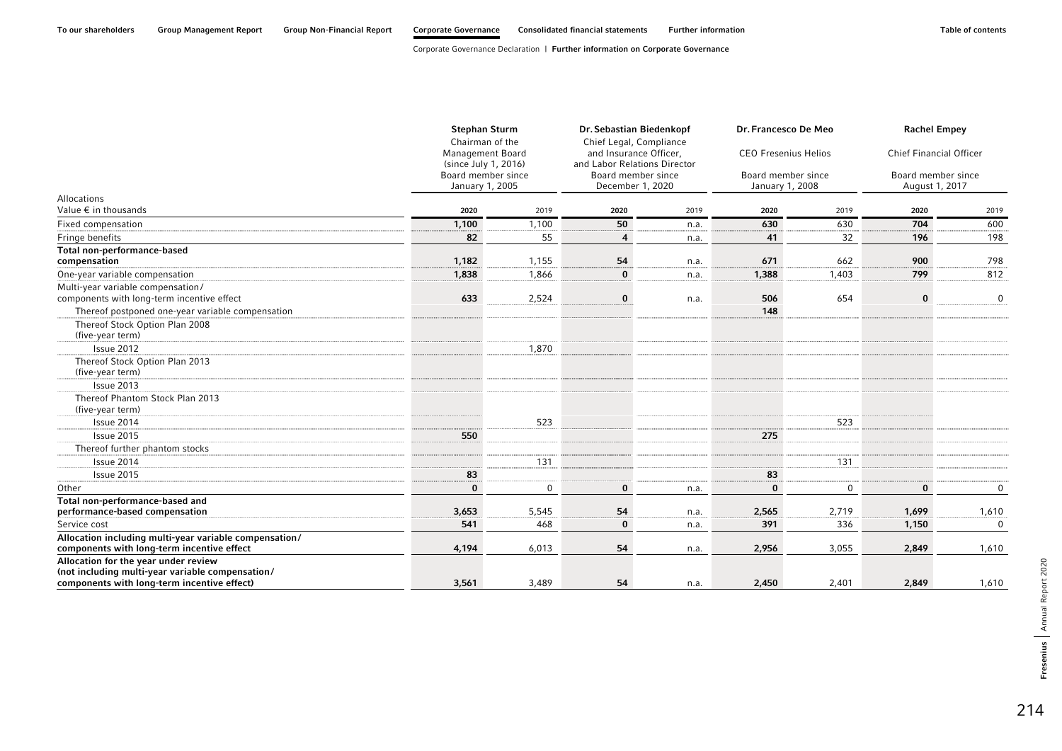| | Stephan Sturm | | Dr. Sebastian Biedenkopf | | Dr. Francesco De Meo | | Rachel Empey | |
|---|---|---|---|---|---|---|---|---|
| | Chairman of the Management Board (since July 1, 2016) | | Chief Legal, Compliance and Insurance Officer, and Labor Relations Director | | CEO Fresenius Helios | | Chief Financial Officer | |
| | Board member since January 1, 2005 | | Board member since December 1, 2020 | | Board member since January 1, 2008 | | Board member since August 1, 2017 | |
| Allocations<br>Value € in thousands | **2020** | 2019 | **2020** | 2019 | **2020** | 2019 | **2020** | 2019 |
| Fixed compensation | **1,100** | 1,100 | **50** | n.a. | **630** | 630 | **704** | 600 |
| Fringe benefits | **82** | 55 | **4** | n.a. | **41** | 32 | **196** | 198 |
| **Total non-performance-based compensation** | **1,182** | 1,155 | **54** | n.a. | **671** | 662 | **900** | 798 |
| One-year variable compensation | **1,838** | 1,866 | **0** | n.a. | **1,388** | 1,403 | **799** | 812 |
| Multi-year variable compensation/ components with long-term incentive effect | **633** | 2,524 | **0** | n.a. | **506** | 654 | **0** | 0 |
| Thereof postponed one-year variable compensation | | | | | **148** | | | |
| Thereof Stock Option Plan 2008 (five-year term) | | | | | | | | |
| Issue 2012 | | 1,870 | | | | | | |
| Thereof Stock Option Plan 2013 (five-year term) | | | | | | | | |
| Issue 2013 | | | | | | | | |
| Thereof Phantom Stock Plan 2013 (five-year term) | | | | | | | | |
| Issue 2014 | | 523 | | | | 523 | | |
| Issue 2015 | **550** | | | | **275** | | | |
| Thereof further phantom stocks | | | | | | | | |
| Issue 2014 | | 131 | | | | 131 | | |
| Issue 2015 | **83** | | | | **83** | | | |
| Other | **0** | 0 | **0** | n.a. | **0** | 0 | **0** | 0 |
| **Total non-performance-based and performance-based compensation** | **3,653** | 5,545 | **54** | n.a. | **2,565** | 2,719 | **1,699** | 1,610 |
| Service cost | **541** | 468 | **0** | n.a. | **391** | 336 | **1,150** | 0 |
| **Allocation including multi-year variable compensation/ components with long-term incentive effect** | **4,194** | 6,013 | **54** | n.a. | **2,956** | 3,055 | **2,849** | 1,610 |
| **Allocation for the year under review (not including multi-year variable compensation/ components with long-term incentive effect)** | **3,561** | 3,489 | **54** | n.a. | **2,450** | 2,401 | **2,849** | 1,610 |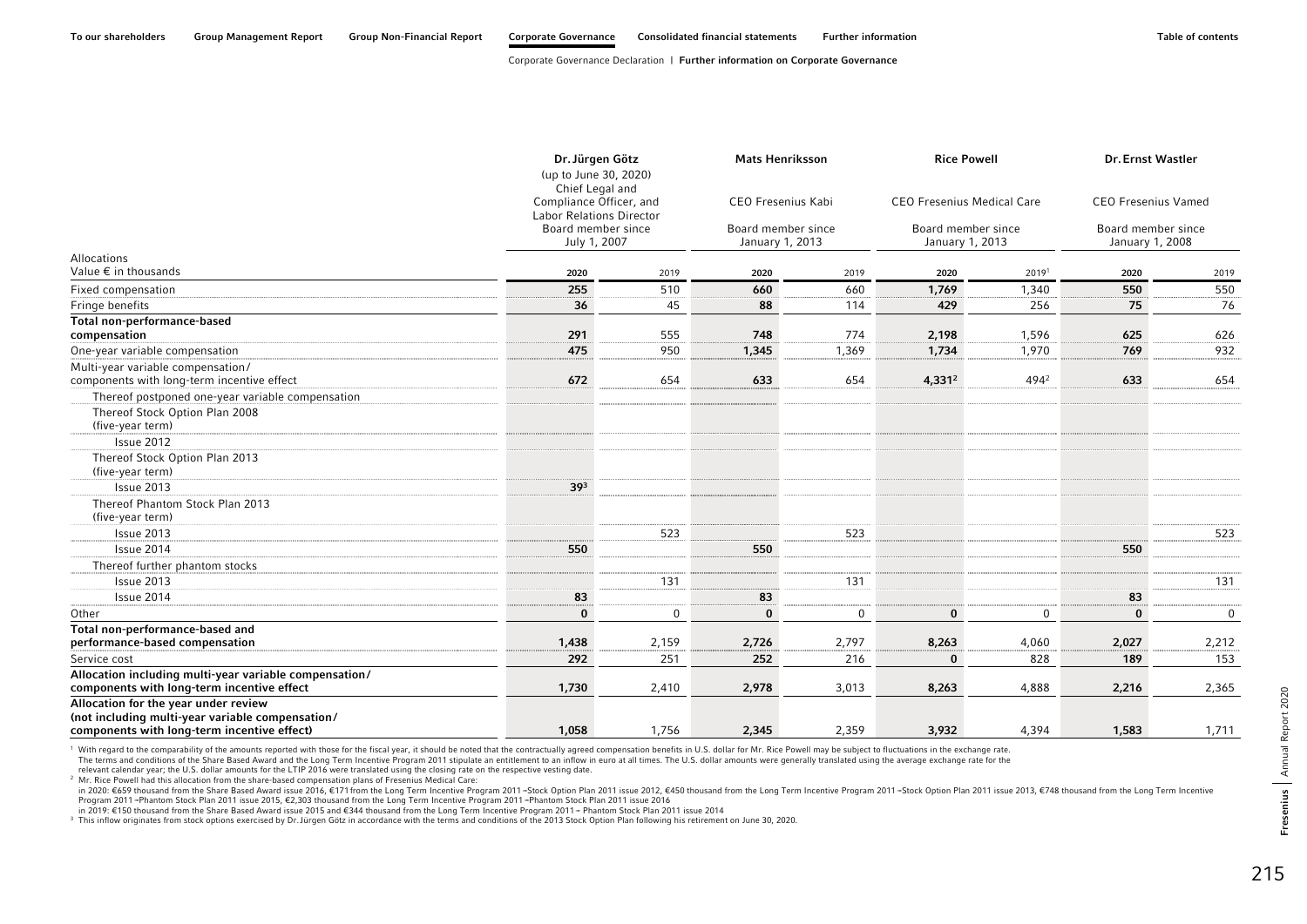| Allocations<br>Value € in thousands | Dr. Jürgen Götz (up to June 30, 2020)<br>Chief Legal and Compliance Officer, and Labor Relations Director<br>Board member since July 1, 2007 | | Mats Henriksson<br>CEO Fresenius Kabi<br>Board member since January 1, 2013 | | Rice Powell<br>CEO Fresenius Medical Care<br>Board member since January 1, 2013 | | Dr. Ernst Wastler<br>CEO Fresenius Vamed<br>Board member since January 1, 2008 | |
|---|---|---|---|---|---|---|---|---|
| | 2020 | 2019 | 2020 | 2019 | 2020 | 2019[1] | 2020 | 2019 |
| Fixed compensation | 255 | 510 | 660 | 660 | 1,769 | 1,340 | 550 | 550 |
| Fringe benefits | 36 | 45 | 88 | 114 | 429 | 256 | 75 | 76 |
| **Total non-performance-based compensation** | 291 | 555 | 748 | 774 | 2,198 | 1,596 | 625 | 626 |
| One-year variable compensation | 475 | 950 | 1,345 | 1,369 | 1,734 | 1,970 | 769 | 932 |
| Multi-year variable compensation/ components with long-term incentive effect | 672 | 654 | 633 | 654 | 4,331[2] | 494[2] | 633 | 654 |
| Thereof postponed one-year variable compensation | | | | | | | | |
| Thereof Stock Option Plan 2008 (five-year term) | | | | | | | | |
| Issue 2012 | | | | | | | | |
| Thereof Stock Option Plan 2013 (five-year term) | | | | | | | | |
| Issue 2013 | 39[3] | | | | | | | |
| Thereof Phantom Stock Plan 2013 (five-year term) | | | | | | | | |
| Issue 2013 | | 523 | | 523 | | | | 523 |
| Issue 2014 | 550 | | 550 | | | | 550 | |
| Thereof further phantom stocks | | | | | | | | |
| Issue 2013 | | 131 | | 131 | | | | 131 |
| Issue 2014 | 83 | | 83 | | | | 83 | |
| Other | 0 | 0 | 0 | 0 | 0 | 0 | 0 | 0 |
| **Total non-performance-based and performance-based compensation** | 1,438 | 2,159 | 2,726 | 2,797 | 8,263 | 4,060 | 2,027 | 2,212 |
| Service cost | 292 | 251 | 252 | 216 | 0 | 828 | 189 | 153 |
| **Allocation including multi-year variable compensation/ components with long-term incentive effect** | 1,730 | 2,410 | 2,978 | 3,013 | 8,263 | 4,888 | 2,216 | 2,365 |
| **Allocation for the year under review (not including multi-year variable compensation/ components with long-term incentive effect)** | 1,058 | 1,756 | 2,345 | 2,359 | 3,932 | 4,394 | 1,583 | 1,711 |

[1] With regard to the comparability of the amounts reported with those for the fiscal year, it should be noted that the contractually agreed compensation benefits in U.S. dollar for Mr. Rice Powell may be subject to fluctuations in the exchange rate. The terms and conditions of the Share Based Award and the Long Term Incentive Program 2011 stipulate an entitlement to an inflow in euro at all times. The U.S. dollar amounts were generally translated using the average exchange rate for the relevant calendar year; the U.S. dollar amounts for the LTIP 2016 were translated using the closing rate on the respective vesting date.

[2] Mr. Rice Powell had this allocation from the share-based compensation plans of Fresenius Medical Care:
in 2020: €659 thousand from the Share Based Award issue 2016, €171 from the Long Term Incentive Program 2011 – Stock Option Plan 2011 issue 2012, €450 thousand from the Long Term Incentive Program 2011 – Stock Option Plan 2011 issue 2013, €748 thousand from the Long Term Incentive Program 2011 – Phantom Stock Plan 2011 issue 2015, €2,303 thousand from the Long Term Incentive Program 2011 – Phantom Stock Plan 2011 issue 2016
in 2019: €150 thousand from the Share Based Award issue 2015 and €344 thousand from the Long Term Incentive Program 2011 – Phantom Stock Plan 2011 issue 2014

[3] This inflow originates from stock options exercised by Dr. Jürgen Götz in accordance with the terms and conditions of the 2013 Stock Option Plan following his retirement on June 30, 2020.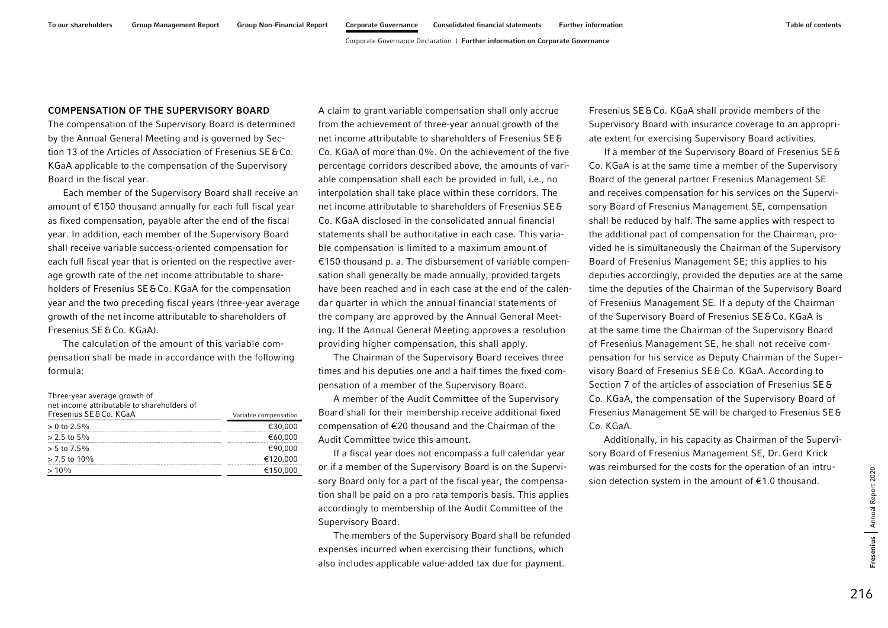## COMPENSATION OF THE SUPERVISORY BOARD

The compensation of the Supervisory Board is determined by the Annual General Meeting and is governed by Section 13 of the Articles of Association of Fresenius SE & Co. KGaA applicable to the compensation of the Supervisory Board in the fiscal year.

Each member of the Supervisory Board shall receive an amount of €150 thousand annually for each full fiscal year as fixed compensation, payable after the end of the fiscal year. In addition, each member of the Supervisory Board shall receive variable success-oriented compensation for each full fiscal year that is oriented on the respective average growth rate of the net income attributable to shareholders of Fresenius SE & Co. KGaA for the compensation year and the two preceding fiscal years (three-year average growth of the net income attributable to shareholders of Fresenius SE & Co. KGaA).

The calculation of the amount of this variable compensation shall be made in accordance with the following formula:

| Three-year average growth of net income attributable to shareholders of Fresenius SE & Co. KGaA | Variable compensation |
|---|---|
| > 0 to 2.5% | €30,000 |
| > 2.5 to 5% | €60,000 |
| > 5 to 7.5% | €90,000 |
| > 7.5 to 10% | €120,000 |
| > 10% | €150,000 |

A claim to grant variable compensation shall only accrue from the achievement of three-year annual growth of the net income attributable to shareholders of Fresenius SE & Co. KGaA of more than 0%. On the achievement of the five percentage corridors described above, the amounts of variable compensation shall each be provided in full, i.e., no interpolation shall take place within these corridors. The net income attributable to shareholders of Fresenius SE & Co. KGaA disclosed in the consolidated annual financial statements shall be authoritative in each case. This variable compensation is limited to a maximum amount of €150 thousand p. a. The disbursement of variable compensation shall generally be made annually, provided targets have been reached and in each case at the end of the calendar quarter in which the annual financial statements of the company are approved by the Annual General Meeting. If the Annual General Meeting approves a resolution providing higher compensation, this shall apply.

The Chairman of the Supervisory Board receives three times and his deputies one and a half times the fixed compensation of a member of the Supervisory Board.

A member of the Audit Committee of the Supervisory Board shall for their membership receive additional fixed compensation of €20 thousand and the Chairman of the Audit Committee twice this amount.

If a fiscal year does not encompass a full calendar year or if a member of the Supervisory Board is on the Supervisory Board only for a part of the fiscal year, the compensation shall be paid on a pro rata temporis basis. This applies accordingly to membership of the Audit Committee of the Supervisory Board.

The members of the Supervisory Board shall be refunded expenses incurred when exercising their functions, which also includes applicable value-added tax due for payment.

Fresenius SE & Co. KGaA shall provide members of the Supervisory Board with insurance coverage to an appropriate extent for exercising Supervisory Board activities.

If a member of the Supervisory Board of Fresenius SE & Co. KGaA is at the same time a member of the Supervisory Board of the general partner Fresenius Management SE and receives compensation for his services on the Supervisory Board of Fresenius Management SE, compensation shall be reduced by half. The same applies with respect to the additional part of compensation for the Chairman, provided he is simultaneously the Chairman of the Supervisory Board of Fresenius Management SE; this applies to his deputies accordingly, provided the deputies are at the same time the deputies of the Chairman of the Supervisory Board of Fresenius Management SE. If a deputy of the Chairman of the Supervisory Board of Fresenius SE & Co. KGaA is at the same time the Chairman of the Supervisory Board of Fresenius Management SE, he shall not receive compensation for his service as Deputy Chairman of the Supervisory Board of Fresenius SE & Co. KGaA. According to Section 7 of the articles of association of Fresenius SE & Co. KGaA, the compensation of the Supervisory Board of Fresenius Management SE will be charged to Fresenius SE & Co. KGaA.

Additionally, in his capacity as Chairman of the Supervisory Board of Fresenius Management SE, Dr. Gerd Krick was reimbursed for the costs for the operation of an intrusion detection system in the amount of €1.0 thousand.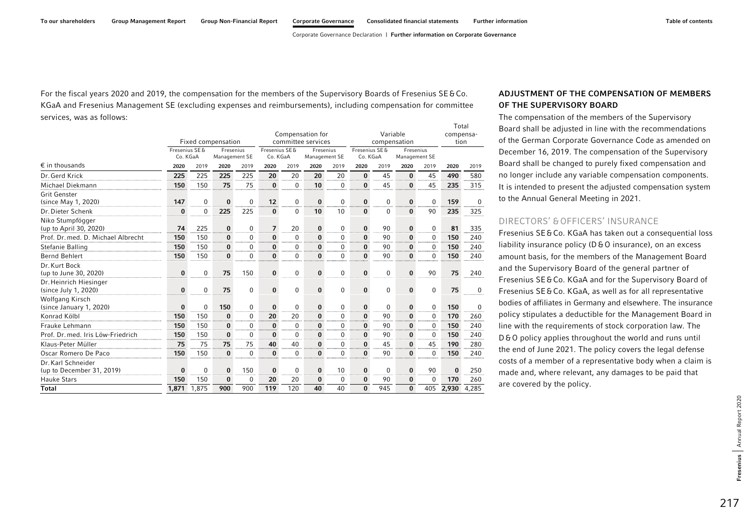For the fiscal years 2020 and 2019, the compensation for the members of the Supervisory Boards of Fresenius SE & Co. KGaA and Fresenius Management SE (excluding expenses and reimbursements), including compensation for committee services, was as follows:

| | Fixed compensation | | | | Compensation for committee services | | | | Variable compensation | | | | Total compensation | |
|---|---|---|---|---|---|---|---|---|---|---|---|---|---|---|
| | Fresenius SE & Co. KGaA | | Fresenius Management SE | | Fresenius SE & Co. KGaA | | Fresenius Management SE | | Fresenius SE & Co. KGaA | | Fresenius Management SE | | | |
| € in thousands | 2020 | 2019 | 2020 | 2019 | 2020 | 2019 | 2020 | 2019 | 2020 | 2019 | 2020 | 2019 | 2020 | 2019 |
| Dr. Gerd Krick | **225** | 225 | **225** | 225 | **20** | 20 | **20** | 20 | **0** | 45 | **0** | 45 | **490** | 580 |
| Michael Diekmann | **150** | 150 | **75** | 75 | **0** | 0 | **10** | 0 | **0** | 45 | **0** | 45 | **235** | 315 |
| Grit Genster (since May 1, 2020) | **147** | 0 | **0** | 0 | **12** | 0 | **0** | 0 | **0** | 0 | **0** | 0 | **159** | 0 |
| Dr. Dieter Schenk | **0** | 0 | **225** | 225 | **0** | 0 | **10** | 10 | **0** | 0 | **0** | 90 | **235** | 325 |
| Niko Stumpfögger (up to April 30, 2020) | **74** | 225 | **0** | 0 | **7** | 20 | **0** | 0 | **0** | 90 | **0** | 0 | **81** | 335 |
| Prof. Dr. med. D. Michael Albrecht | **150** | 150 | **0** | 0 | **0** | 0 | **0** | 0 | **0** | 90 | **0** | 0 | **150** | 240 |
| Stefanie Balling | **150** | 150 | **0** | 0 | **0** | 0 | **0** | 0 | **0** | 90 | **0** | 0 | **150** | 240 |
| Bernd Behlert | **150** | 150 | **0** | 0 | **0** | 0 | **0** | 0 | **0** | 90 | **0** | 0 | **150** | 240 |
| Dr. Kurt Bock (up to June 30, 2020) | **0** | 0 | **75** | 150 | **0** | 0 | **0** | 0 | **0** | 0 | **0** | 90 | **75** | 240 |
| Dr. Heinrich Hiesinger (since July 1, 2020) | **0** | 0 | **75** | 0 | **0** | 0 | **0** | 0 | **0** | 0 | **0** | 0 | **75** | 0 |
| Wolfgang Kirsch (since January 1, 2020) | **0** | 0 | **150** | 0 | **0** | 0 | **0** | 0 | **0** | 0 | **0** | 0 | **150** | 0 |
| Konrad Kölbl | **150** | 150 | **0** | 0 | **20** | 20 | **0** | 0 | **0** | 90 | **0** | 0 | **170** | 260 |
| Frauke Lehmann | **150** | 150 | **0** | 0 | **0** | 0 | **0** | 0 | **0** | 90 | **0** | 0 | **150** | 240 |
| Prof. Dr. med. Iris Löw-Friedrich | **150** | 150 | **0** | 0 | **0** | 0 | **0** | 0 | **0** | 90 | **0** | 0 | **150** | 240 |
| Klaus-Peter Müller | **75** | 75 | **75** | 75 | **40** | 40 | **0** | 0 | **0** | 45 | **0** | 45 | **190** | 280 |
| Oscar Romero De Paco | **150** | 150 | **0** | 0 | **0** | 0 | **0** | 0 | **0** | 90 | **0** | 0 | **150** | 240 |
| Dr. Karl Schneider (up to December 31, 2019) | **0** | 0 | **0** | 150 | **0** | 0 | **0** | 10 | **0** | 0 | **0** | 90 | **0** | 250 |
| Hauke Stars | **150** | 150 | **0** | 0 | **20** | 20 | **0** | 0 | **0** | 90 | **0** | 0 | **170** | 260 |
| **Total** | **1,871** | 1,875 | **900** | 900 | **119** | 120 | **40** | 40 | **0** | 945 | **0** | 405 | **2,930** | 4,285 |

## ADJUSTMENT OF THE COMPENSATION OF MEMBERS OF THE SUPERVISORY BOARD

The compensation of the members of the Supervisory Board shall be adjusted in line with the recommendations of the German Corporate Governance Code as amended on December 16, 2019. The compensation of the Supervisory Board shall be changed to purely fixed compensation and no longer include any variable compensation components. It is intended to present the adjusted compensation system to the Annual General Meeting in 2021.

## DIRECTORS' & OFFICERS' INSURANCE

Fresenius SE & Co. KGaA has taken out a consequential loss liability insurance policy (D & O insurance), on an excess amount basis, for the members of the Management Board and the Supervisory Board of the general partner of Fresenius SE & Co. KGaA and for the Supervisory Board of Fresenius SE & Co. KGaA, as well as for all representative bodies of affiliates in Germany and elsewhere. The insurance policy stipulates a deductible for the Management Board in line with the requirements of stock corporation law. The D & O policy applies throughout the world and runs until the end of June 2021. The policy covers the legal defense costs of a member of a representative body when a claim is made and, where relevant, any damages to be paid that are covered by the policy.